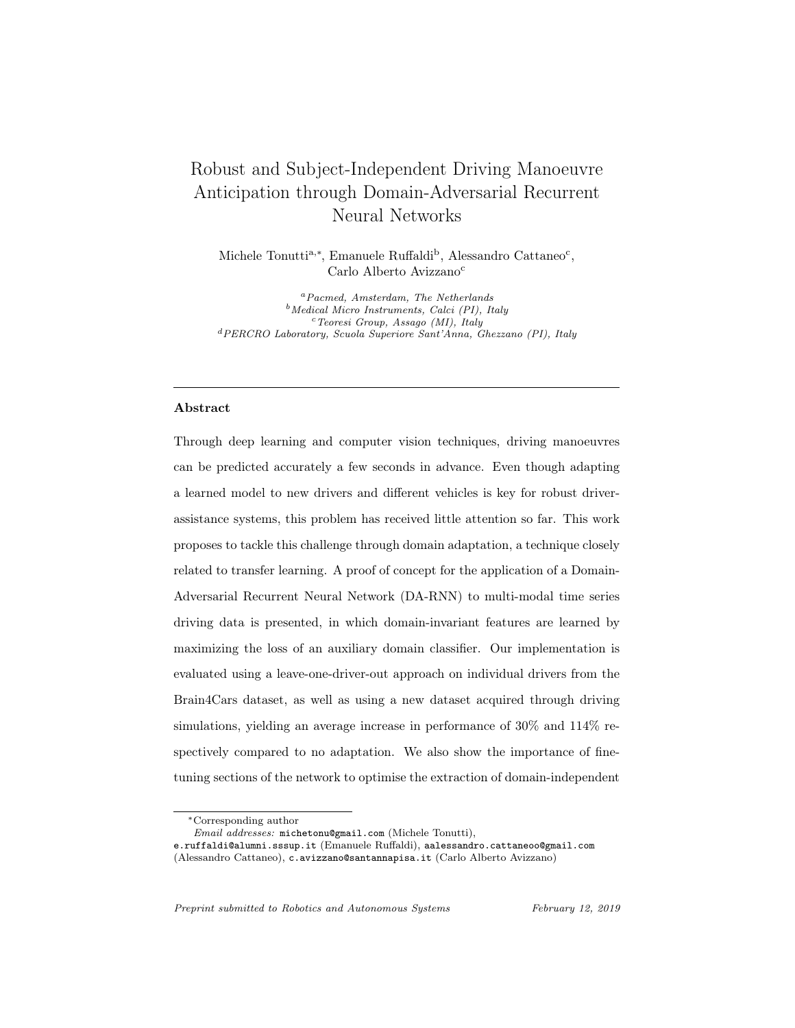# Robust and Subject-Independent Driving Manoeuvre Anticipation through Domain-Adversarial Recurrent Neural Networks

Michele Tonutti[a,*], Emanuele Ruffaldi[b], Alessandro Cattaneo[c], Carlo Alberto Avizzano[c]

[a] *Pacmed, Amsterdam, The Netherlands*
[b] *Medical Micro Instruments, Calci (PI), Italy*
[c] *Teoresi Group, Assago (MI), Italy*
[d] *PERCRO Laboratory, Scuola Superiore Sant'Anna, Ghezzano (PI), Italy*

---

## Abstract

Through deep learning and computer vision techniques, driving manoeuvres can be predicted accurately a few seconds in advance. Even though adapting a learned model to new drivers and different vehicles is key for robust driver-assistance systems, this problem has received little attention so far. This work proposes to tackle this challenge through domain adaptation, a technique closely related to transfer learning. A proof of concept for the application of a Domain-Adversarial Recurrent Neural Network (DA-RNN) to multi-modal time series driving data is presented, in which domain-invariant features are learned by maximizing the loss of an auxiliary domain classifier. Our implementation is evaluated using a leave-one-driver-out approach on individual drivers from the Brain4Cars dataset, as well as using a new dataset acquired through driving simulations, yielding an average increase in performance of 30% and 114% respectively compared to no adaptation. We also show the importance of fine-tuning sections of the network to optimise the extraction of domain-independent

---

*Corresponding author

*Email addresses:* `michetonu@gmail.com` (Michele Tonutti), `e.ruffaldi@alumni.sssup.it` (Emanuele Ruffaldi), `aalessandro.cattaneoo@gmail.com` (Alessandro Cattaneo), `c.avizzano@santannapisa.it` (Carlo Alberto Avizzano)

*Preprint submitted to Robotics and Autonomous Systems* *February 12, 2019*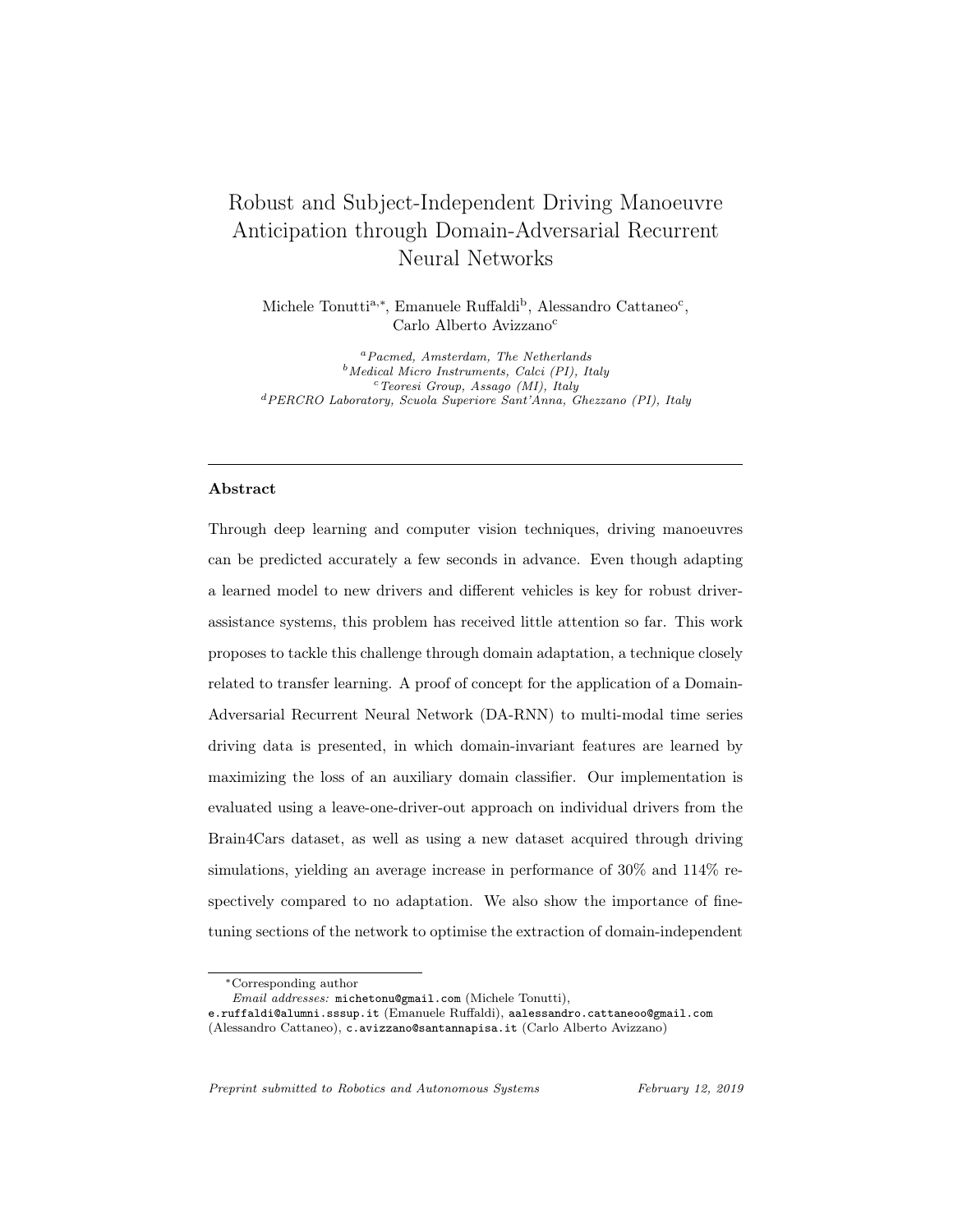# Robust and Subject-Independent Driving Manoeuvre Anticipation through Domain-Adversarial Recurrent Neural Networks

Michele Tonutti[a,*], Emanuele Ruffaldi[b], Alessandro Cattaneo[c], Carlo Alberto Avizzano[c]

[a] *Pacmed, Amsterdam, The Netherlands*
[b] *Medical Micro Instruments, Calci (PI), Italy*
[c] *Teoresi Group, Assago (MI), Italy*
[d] *PERCRO Laboratory, Scuola Superiore Sant'Anna, Ghezzano (PI), Italy*

---

### Abstract

Through deep learning and computer vision techniques, driving manoeuvres can be predicted accurately a few seconds in advance. Even though adapting a learned model to new drivers and different vehicles is key for robust driver-assistance systems, this problem has received little attention so far. This work proposes to tackle this challenge through domain adaptation, a technique closely related to transfer learning. A proof of concept for the application of a Domain-Adversarial Recurrent Neural Network (DA-RNN) to multi-modal time series driving data is presented, in which domain-invariant features are learned by maximizing the loss of an auxiliary domain classifier. Our implementation is evaluated using a leave-one-driver-out approach on individual drivers from the Brain4Cars dataset, as well as using a new dataset acquired through driving simulations, yielding an average increase in performance of 30% and 114% respectively compared to no adaptation. We also show the importance of fine-tuning sections of the network to optimise the extraction of domain-independent

---

*Corresponding author

*Email addresses:* michetonu@gmail.com (Michele Tonutti), e.ruffaldi@alumni.sssup.it (Emanuele Ruffaldi), aalessandro.cattaneoo@gmail.com (Alessandro Cattaneo), c.avizzano@santannapisa.it (Carlo Alberto Avizzano)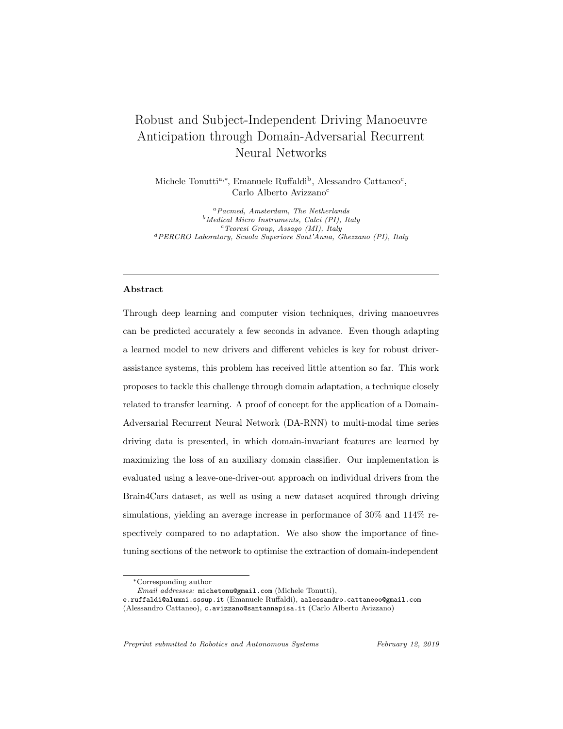# Robust and Subject-Independent Driving Manoeuvre Anticipation through Domain-Adversarial Recurrent Neural Networks

Michele Tonutti[a,*], Emanuele Ruffaldi[b], Alessandro Cattaneo[c], Carlo Alberto Avizzano[c]

[a] *Pacmed, Amsterdam, The Netherlands*
[b] *Medical Micro Instruments, Calci (PI), Italy*
[c] *Teoresi Group, Assago (MI), Italy*
[d] *PERCRO Laboratory, Scuola Superiore Sant'Anna, Ghezzano (PI), Italy*

---

**Abstract**

Through deep learning and computer vision techniques, driving manoeuvres can be predicted accurately a few seconds in advance. Even though adapting a learned model to new drivers and different vehicles is key for robust driver-assistance systems, this problem has received little attention so far. This work proposes to tackle this challenge through domain adaptation, a technique closely related to transfer learning. A proof of concept for the application of a Domain-Adversarial Recurrent Neural Network (DA-RNN) to multi-modal time series driving data is presented, in which domain-invariant features are learned by maximizing the loss of an auxiliary domain classifier. Our implementation is evaluated using a leave-one-driver-out approach on individual drivers from the Brain4Cars dataset, as well as using a new dataset acquired through driving simulations, yielding an average increase in performance of 30% and 114% respectively compared to no adaptation. We also show the importance of fine-tuning sections of the network to optimise the extraction of domain-independent

---

*Corresponding author

*Email addresses:* michetonu@gmail.com (Michele Tonutti), e.ruffaldi@alumni.sssup.it (Emanuele Ruffaldi), aalessandro.cattaneoo@gmail.com (Alessandro Cattaneo), c.avizzano@santannapisa.it (Carlo Alberto Avizzano)

*Preprint submitted to Robotics and Autonomous Systems* *February 12, 2019*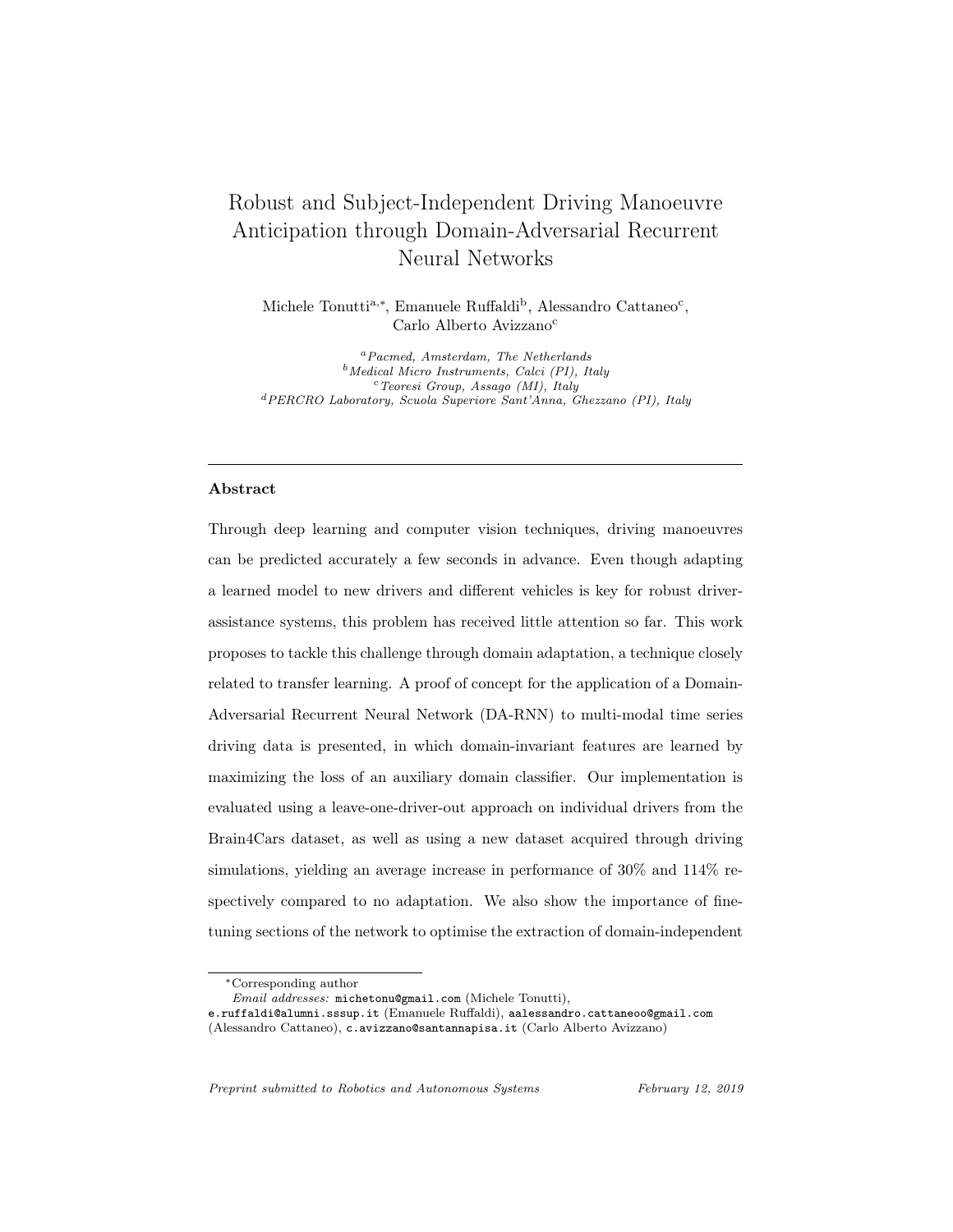# Robust and Subject-Independent Driving Manoeuvre Anticipation through Domain-Adversarial Recurrent Neural Networks

Michele Tonutti[a,*], Emanuele Ruffaldi[b], Alessandro Cattaneo[c], Carlo Alberto Avizzano[c]

[a] *Pacmed, Amsterdam, The Netherlands*
[b] *Medical Micro Instruments, Calci (PI), Italy*
[c] *Teoresi Group, Assago (MI), Italy*
[d] *PERCRO Laboratory, Scuola Superiore Sant'Anna, Ghezzano (PI), Italy*

---

**Abstract**

Through deep learning and computer vision techniques, driving manoeuvres can be predicted accurately a few seconds in advance. Even though adapting a learned model to new drivers and different vehicles is key for robust driver-assistance systems, this problem has received little attention so far. This work proposes to tackle this challenge through domain adaptation, a technique closely related to transfer learning. A proof of concept for the application of a Domain-Adversarial Recurrent Neural Network (DA-RNN) to multi-modal time series driving data is presented, in which domain-invariant features are learned by maximizing the loss of an auxiliary domain classifier. Our implementation is evaluated using a leave-one-driver-out approach on individual drivers from the Brain4Cars dataset, as well as using a new dataset acquired through driving simulations, yielding an average increase in performance of 30% and 114% respectively compared to no adaptation. We also show the importance of fine-tuning sections of the network to optimise the extraction of domain-independent

---

*Corresponding author

*Email addresses:* michetonu@gmail.com (Michele Tonutti), e.ruffaldi@alumni.sssup.it (Emanuele Ruffaldi), aalessandro.cattaneoo@gmail.com (Alessandro Cattaneo), c.avizzano@santannapisa.it (Carlo Alberto Avizzano)

*Preprint submitted to Robotics and Autonomous Systems* *February 12, 2019*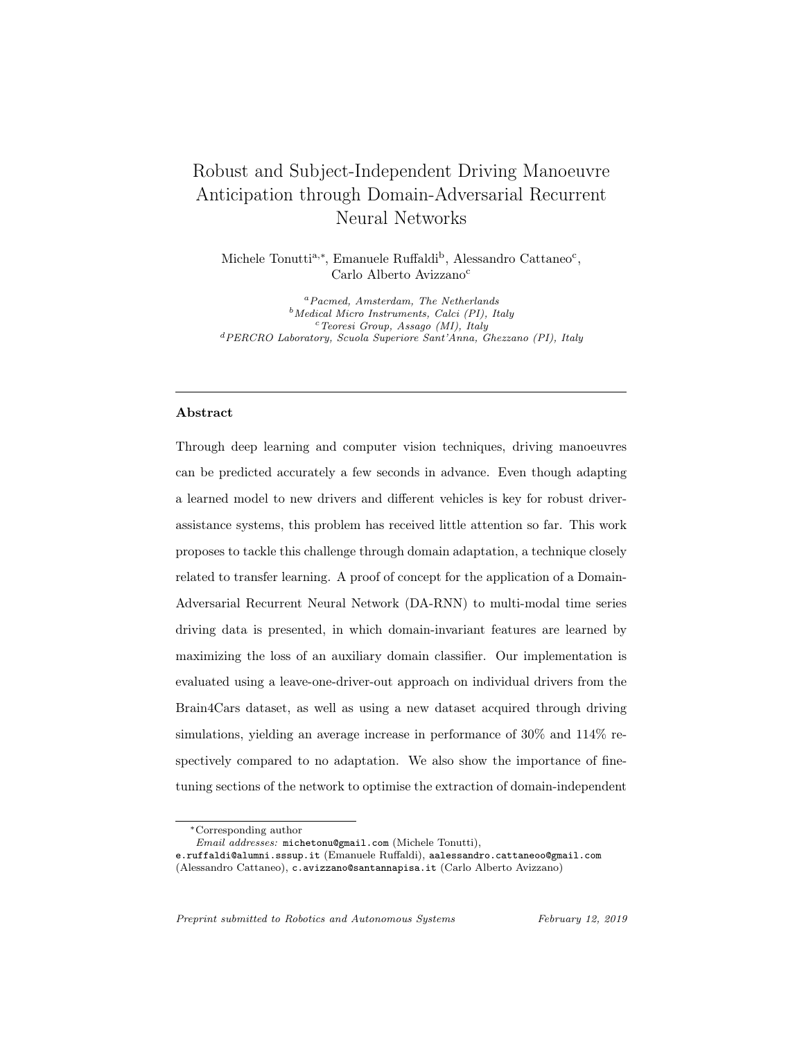# Robust and Subject-Independent Driving Manoeuvre Anticipation through Domain-Adversarial Recurrent Neural Networks

Michele Tonutti[a,*], Emanuele Ruffaldi[b], Alessandro Cattaneo[c], Carlo Alberto Avizzano[c]

[a] *Pacmed, Amsterdam, The Netherlands*
[b] *Medical Micro Instruments, Calci (PI), Italy*
[c] *Teoresi Group, Assago (MI), Italy*
[d] *PERCRO Laboratory, Scuola Superiore Sant'Anna, Ghezzano (PI), Italy*

---

## Abstract

Through deep learning and computer vision techniques, driving manoeuvres can be predicted accurately a few seconds in advance. Even though adapting a learned model to new drivers and different vehicles is key for robust driver-assistance systems, this problem has received little attention so far. This work proposes to tackle this challenge through domain adaptation, a technique closely related to transfer learning. A proof of concept for the application of a Domain-Adversarial Recurrent Neural Network (DA-RNN) to multi-modal time series driving data is presented, in which domain-invariant features are learned by maximizing the loss of an auxiliary domain classifier. Our implementation is evaluated using a leave-one-driver-out approach on individual drivers from the Brain4Cars dataset, as well as using a new dataset acquired through driving simulations, yielding an average increase in performance of 30% and 114% respectively compared to no adaptation. We also show the importance of fine-tuning sections of the network to optimise the extraction of domain-independent

---

*Corresponding author

*Email addresses:* michetonu@gmail.com (Michele Tonutti), e.ruffaldi@alumni.sssup.it (Emanuele Ruffaldi), aalessandro.cattaneoo@gmail.com (Alessandro Cattaneo), c.avizzano@santannapisa.it (Carlo Alberto Avizzano)

*Preprint submitted to Robotics and Autonomous Systems* *February 12, 2019*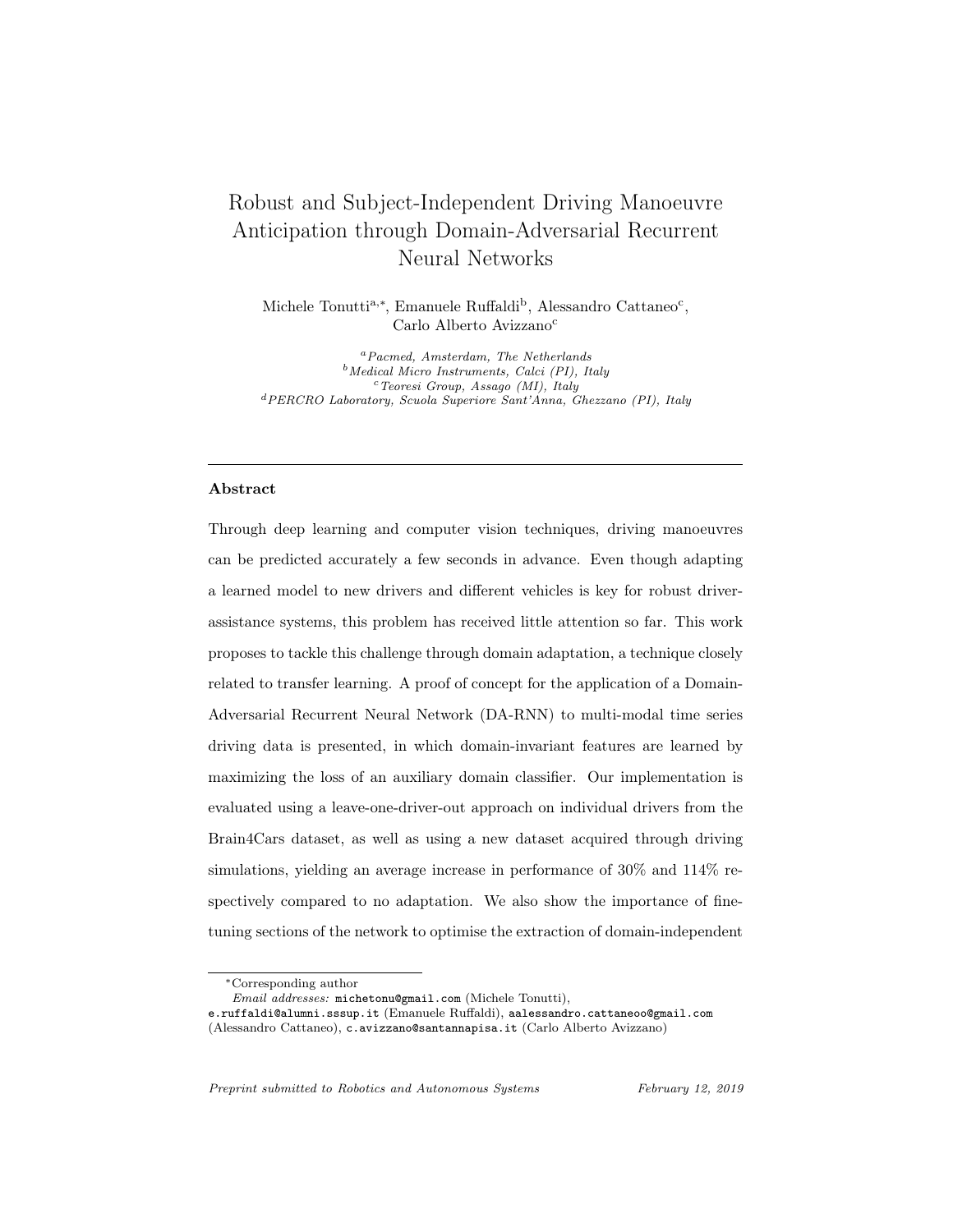# Robust and Subject-Independent Driving Manoeuvre Anticipation through Domain-Adversarial Recurrent Neural Networks

Michele Tonutti[a,*], Emanuele Ruffaldi[b], Alessandro Cattaneo[c], Carlo Alberto Avizzano[c]

[a] *Pacmed, Amsterdam, The Netherlands*
[b] *Medical Micro Instruments, Calci (PI), Italy*
[c] *Teoresi Group, Assago (MI), Italy*
[d] *PERCRO Laboratory, Scuola Superiore Sant'Anna, Ghezzano (PI), Italy*

---

## Abstract

Through deep learning and computer vision techniques, driving manoeuvres can be predicted accurately a few seconds in advance. Even though adapting a learned model to new drivers and different vehicles is key for robust driver-assistance systems, this problem has received little attention so far. This work proposes to tackle this challenge through domain adaptation, a technique closely related to transfer learning. A proof of concept for the application of a Domain-Adversarial Recurrent Neural Network (DA-RNN) to multi-modal time series driving data is presented, in which domain-invariant features are learned by maximizing the loss of an auxiliary domain classifier. Our implementation is evaluated using a leave-one-driver-out approach on individual drivers from the Brain4Cars dataset, as well as using a new dataset acquired through driving simulations, yielding an average increase in performance of 30% and 114% respectively compared to no adaptation. We also show the importance of fine-tuning sections of the network to optimise the extraction of domain-independent

---

*Corresponding author

*Email addresses:* `michetonu@gmail.com` (Michele Tonutti), `e.ruffaldi@alumni.sssup.it` (Emanuele Ruffaldi), `aalessandro.cattaneoo@gmail.com` (Alessandro Cattaneo), `c.avizzano@santannapisa.it` (Carlo Alberto Avizzano)

*Preprint submitted to Robotics and Autonomous Systems* *February 12, 2019*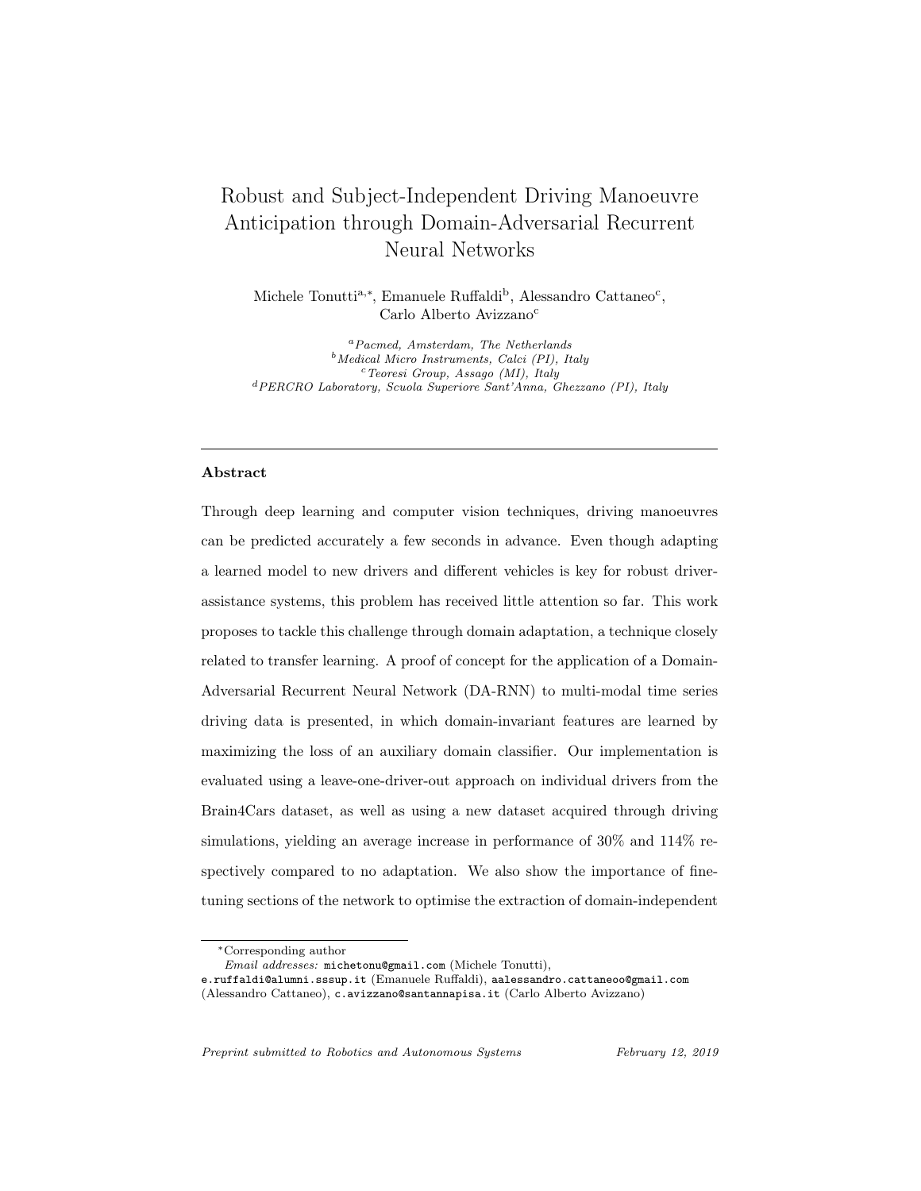# Robust and Subject-Independent Driving Manoeuvre Anticipation through Domain-Adversarial Recurrent Neural Networks

Michele Tonutti[a,*], Emanuele Ruffaldi[b], Alessandro Cattaneo[c], Carlo Alberto Avizzano[c]

[a] *Pacmed, Amsterdam, The Netherlands*
[b] *Medical Micro Instruments, Calci (PI), Italy*
[c] *Teoresi Group, Assago (MI), Italy*
[d] *PERCRO Laboratory, Scuola Superiore Sant'Anna, Ghezzano (PI), Italy*

---

**Abstract**

Through deep learning and computer vision techniques, driving manoeuvres can be predicted accurately a few seconds in advance. Even though adapting a learned model to new drivers and different vehicles is key for robust driver-assistance systems, this problem has received little attention so far. This work proposes to tackle this challenge through domain adaptation, a technique closely related to transfer learning. A proof of concept for the application of a Domain-Adversarial Recurrent Neural Network (DA-RNN) to multi-modal time series driving data is presented, in which domain-invariant features are learned by maximizing the loss of an auxiliary domain classifier. Our implementation is evaluated using a leave-one-driver-out approach on individual drivers from the Brain4Cars dataset, as well as using a new dataset acquired through driving simulations, yielding an average increase in performance of 30% and 114% respectively compared to no adaptation. We also show the importance of fine-tuning sections of the network to optimise the extraction of domain-independent

---

*Corresponding author
*Email addresses:* michetonu@gmail.com (Michele Tonutti), e.ruffaldi@alumni.sssup.it (Emanuele Ruffaldi), aalessandro.cattaneoo@gmail.com (Alessandro Cattaneo), c.avizzano@santannapisa.it (Carlo Alberto Avizzano)

*Preprint submitted to Robotics and Autonomous Systems* *February 12, 2019*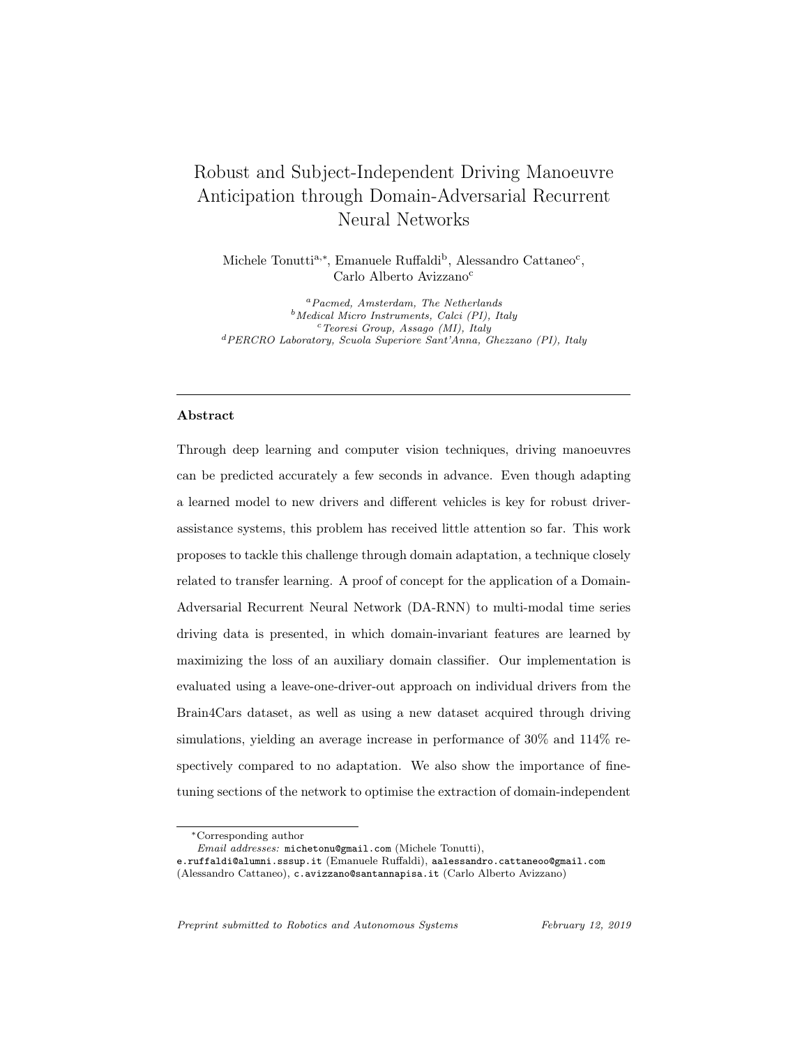# Robust and Subject-Independent Driving Manoeuvre Anticipation through Domain-Adversarial Recurrent Neural Networks

Michele Tonutti[a,*], Emanuele Ruffaldi[b], Alessandro Cattaneo[c], Carlo Alberto Avizzano[c]

[a] *Pacmed, Amsterdam, The Netherlands*
[b] *Medical Micro Instruments, Calci (PI), Italy*
[c] *Teoresi Group, Assago (MI), Italy*
[d] *PERCRO Laboratory, Scuola Superiore Sant'Anna, Ghezzano (PI), Italy*

---

### Abstract

Through deep learning and computer vision techniques, driving manoeuvres can be predicted accurately a few seconds in advance. Even though adapting a learned model to new drivers and different vehicles is key for robust driver-assistance systems, this problem has received little attention so far. This work proposes to tackle this challenge through domain adaptation, a technique closely related to transfer learning. A proof of concept for the application of a Domain-Adversarial Recurrent Neural Network (DA-RNN) to multi-modal time series driving data is presented, in which domain-invariant features are learned by maximizing the loss of an auxiliary domain classifier. Our implementation is evaluated using a leave-one-driver-out approach on individual drivers from the Brain4Cars dataset, as well as using a new dataset acquired through driving simulations, yielding an average increase in performance of 30% and 114% respectively compared to no adaptation. We also show the importance of fine-tuning sections of the network to optimise the extraction of domain-independent

---

*Corresponding author

*Email addresses:* michetonu@gmail.com (Michele Tonutti), e.ruffaldi@alumni.sssup.it (Emanuele Ruffaldi), aalessandro.cattaneoo@gmail.com (Alessandro Cattaneo), c.avizzano@santannapisa.it (Carlo Alberto Avizzano)

*Preprint submitted to Robotics and Autonomous Systems* *February 12, 2019*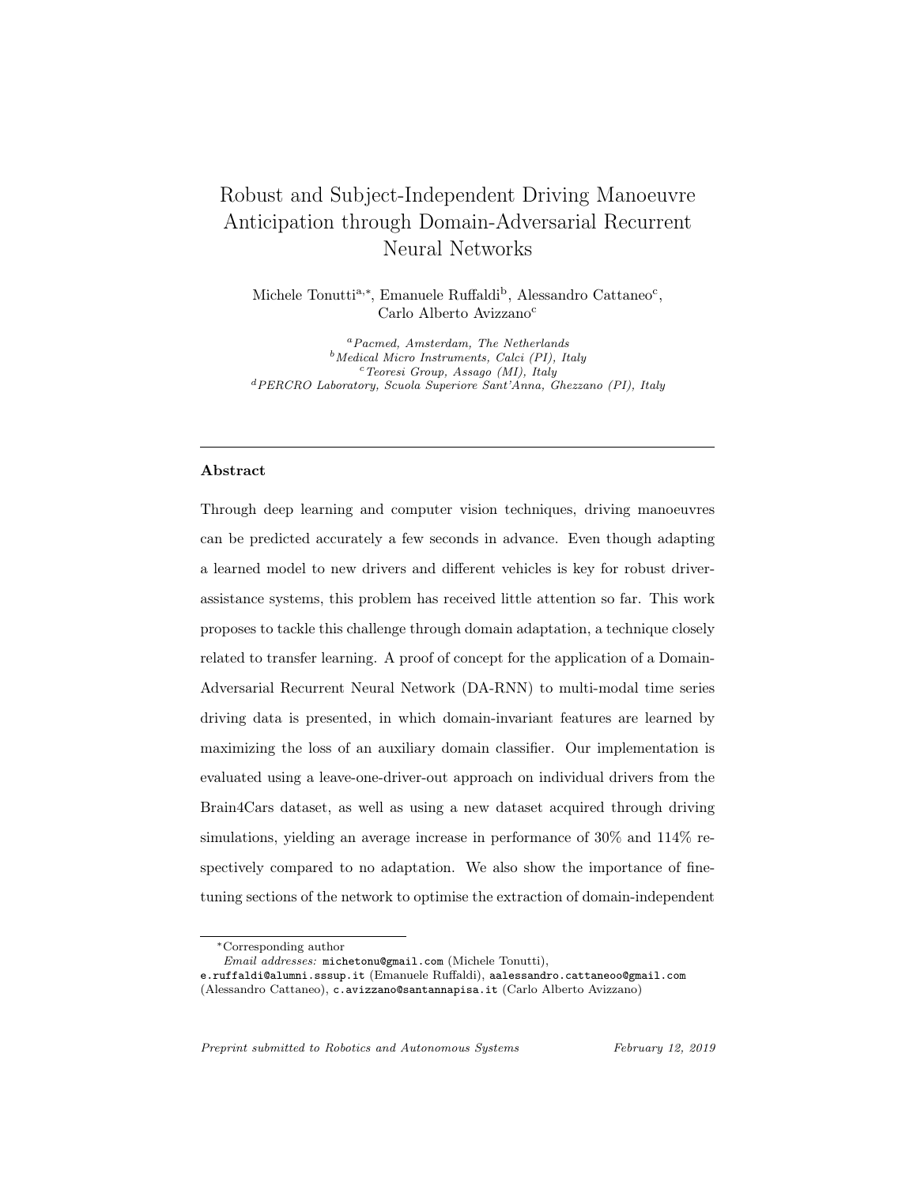# Robust and Subject-Independent Driving Manoeuvre Anticipation through Domain-Adversarial Recurrent Neural Networks

Michele Tonutti[a,*], Emanuele Ruffaldi[b], Alessandro Cattaneo[c], Carlo Alberto Avizzano[c]

[a] *Pacmed, Amsterdam, The Netherlands*
[b] *Medical Micro Instruments, Calci (PI), Italy*
[c] *Teoresi Group, Assago (MI), Italy*
[d] *PERCRO Laboratory, Scuola Superiore Sant'Anna, Ghezzano (PI), Italy*

---

### Abstract

Through deep learning and computer vision techniques, driving manoeuvres can be predicted accurately a few seconds in advance. Even though adapting a learned model to new drivers and different vehicles is key for robust driver-assistance systems, this problem has received little attention so far. This work proposes to tackle this challenge through domain adaptation, a technique closely related to transfer learning. A proof of concept for the application of a Domain-Adversarial Recurrent Neural Network (DA-RNN) to multi-modal time series driving data is presented, in which domain-invariant features are learned by maximizing the loss of an auxiliary domain classifier. Our implementation is evaluated using a leave-one-driver-out approach on individual drivers from the Brain4Cars dataset, as well as using a new dataset acquired through driving simulations, yielding an average increase in performance of 30% and 114% respectively compared to no adaptation. We also show the importance of fine-tuning sections of the network to optimise the extraction of domain-independent

---

*Corresponding author

*Email addresses:* michetonu@gmail.com (Michele Tonutti), e.ruffaldi@alumni.sssup.it (Emanuele Ruffaldi), aalessandro.cattaneoo@gmail.com (Alessandro Cattaneo), c.avizzano@santannapisa.it (Carlo Alberto Avizzano)

*Preprint submitted to Robotics and Autonomous Systems* *February 12, 2019*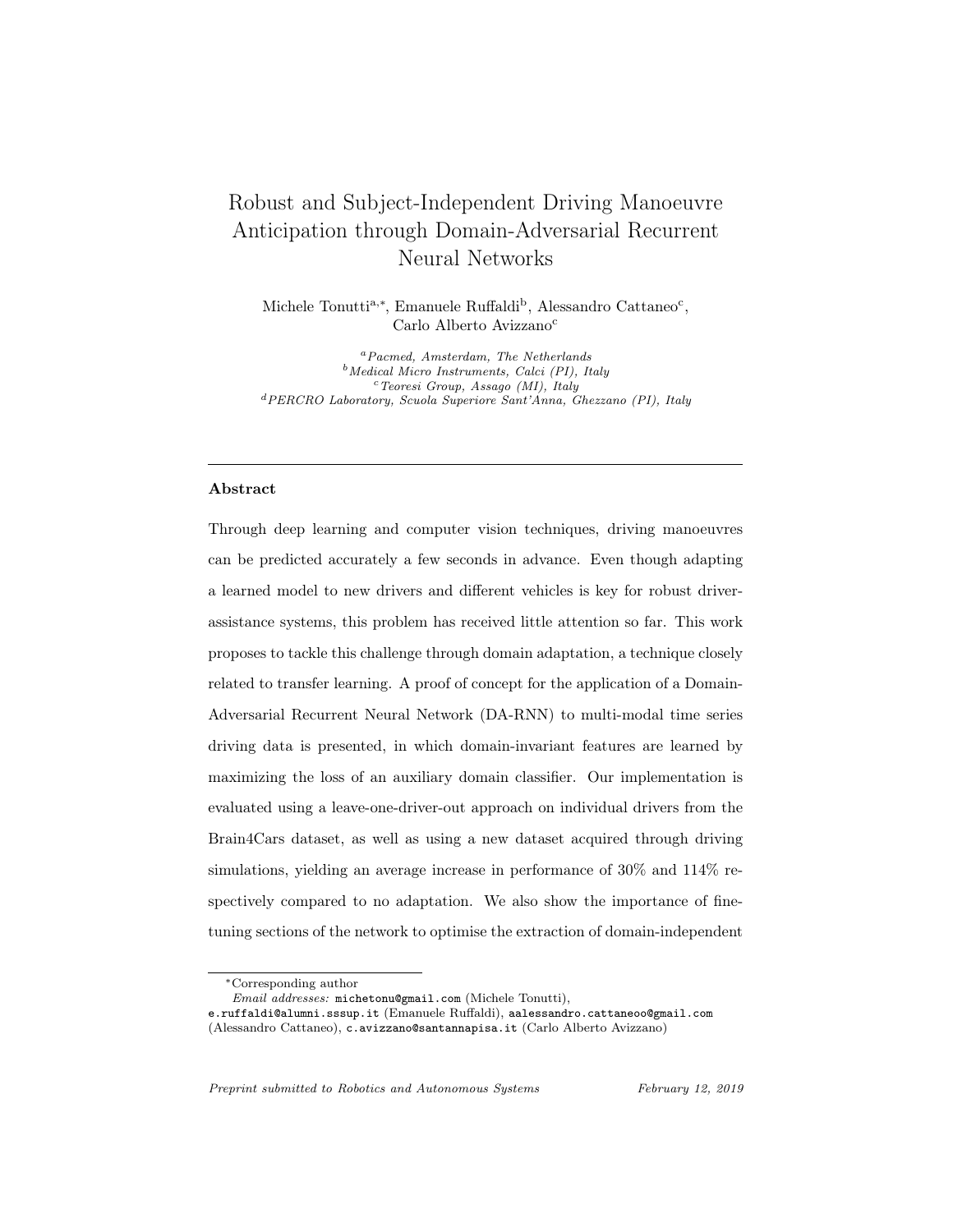# Robust and Subject-Independent Driving Manoeuvre Anticipation through Domain-Adversarial Recurrent Neural Networks

Michele Tonutti[a,*], Emanuele Ruffaldi[b], Alessandro Cattaneo[c], Carlo Alberto Avizzano[c]

[a] *Pacmed, Amsterdam, The Netherlands*
[b] *Medical Micro Instruments, Calci (PI), Italy*
[c] *Teoresi Group, Assago (MI), Italy*
[d] *PERCRO Laboratory, Scuola Superiore Sant'Anna, Ghezzano (PI), Italy*

---

## Abstract

Through deep learning and computer vision techniques, driving manoeuvres can be predicted accurately a few seconds in advance. Even though adapting a learned model to new drivers and different vehicles is key for robust driver-assistance systems, this problem has received little attention so far. This work proposes to tackle this challenge through domain adaptation, a technique closely related to transfer learning. A proof of concept for the application of a Domain-Adversarial Recurrent Neural Network (DA-RNN) to multi-modal time series driving data is presented, in which domain-invariant features are learned by maximizing the loss of an auxiliary domain classifier. Our implementation is evaluated using a leave-one-driver-out approach on individual drivers from the Brain4Cars dataset, as well as using a new dataset acquired through driving simulations, yielding an average increase in performance of 30% and 114% respectively compared to no adaptation. We also show the importance of fine-tuning sections of the network to optimise the extraction of domain-independent

---

*Corresponding author
*Email addresses:* michetonu@gmail.com (Michele Tonutti), e.ruffaldi@alumni.sssup.it (Emanuele Ruffaldi), aalessandro.cattaneoo@gmail.com (Alessandro Cattaneo), c.avizzano@santannapisa.it (Carlo Alberto Avizzano)

*Preprint submitted to Robotics and Autonomous Systems* *February 12, 2019*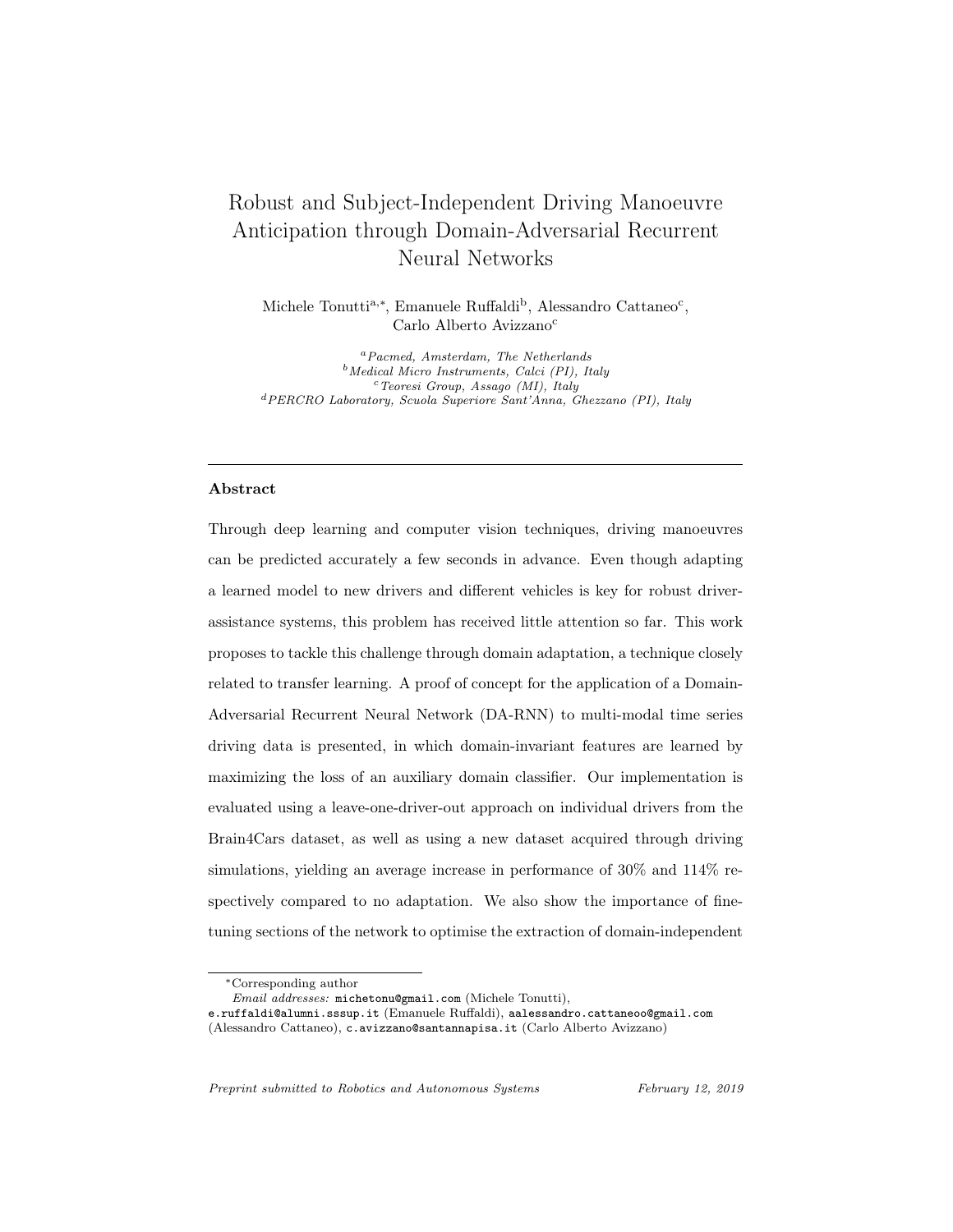# Robust and Subject-Independent Driving Manoeuvre Anticipation through Domain-Adversarial Recurrent Neural Networks

Michele Tonutti[a,*], Emanuele Ruffaldi[b], Alessandro Cattaneo[c], Carlo Alberto Avizzano[c]

[a] *Pacmed, Amsterdam, The Netherlands*
[b] *Medical Micro Instruments, Calci (PI), Italy*
[c] *Teoresi Group, Assago (MI), Italy*
[d] *PERCRO Laboratory, Scuola Superiore Sant'Anna, Ghezzano (PI), Italy*

---

## Abstract

Through deep learning and computer vision techniques, driving manoeuvres can be predicted accurately a few seconds in advance. Even though adapting a learned model to new drivers and different vehicles is key for robust driver-assistance systems, this problem has received little attention so far. This work proposes to tackle this challenge through domain adaptation, a technique closely related to transfer learning. A proof of concept for the application of a Domain-Adversarial Recurrent Neural Network (DA-RNN) to multi-modal time series driving data is presented, in which domain-invariant features are learned by maximizing the loss of an auxiliary domain classifier. Our implementation is evaluated using a leave-one-driver-out approach on individual drivers from the Brain4Cars dataset, as well as using a new dataset acquired through driving simulations, yielding an average increase in performance of 30% and 114% respectively compared to no adaptation. We also show the importance of fine-tuning sections of the network to optimise the extraction of domain-independent

---

*Corresponding author

*Email addresses:* michetonu@gmail.com (Michele Tonutti), e.ruffaldi@alumni.sssup.it (Emanuele Ruffaldi), aalessandro.cattaneoo@gmail.com (Alessandro Cattaneo), c.avizzano@santannapisa.it (Carlo Alberto Avizzano)

*Preprint submitted to Robotics and Autonomous Systems* *February 12, 2019*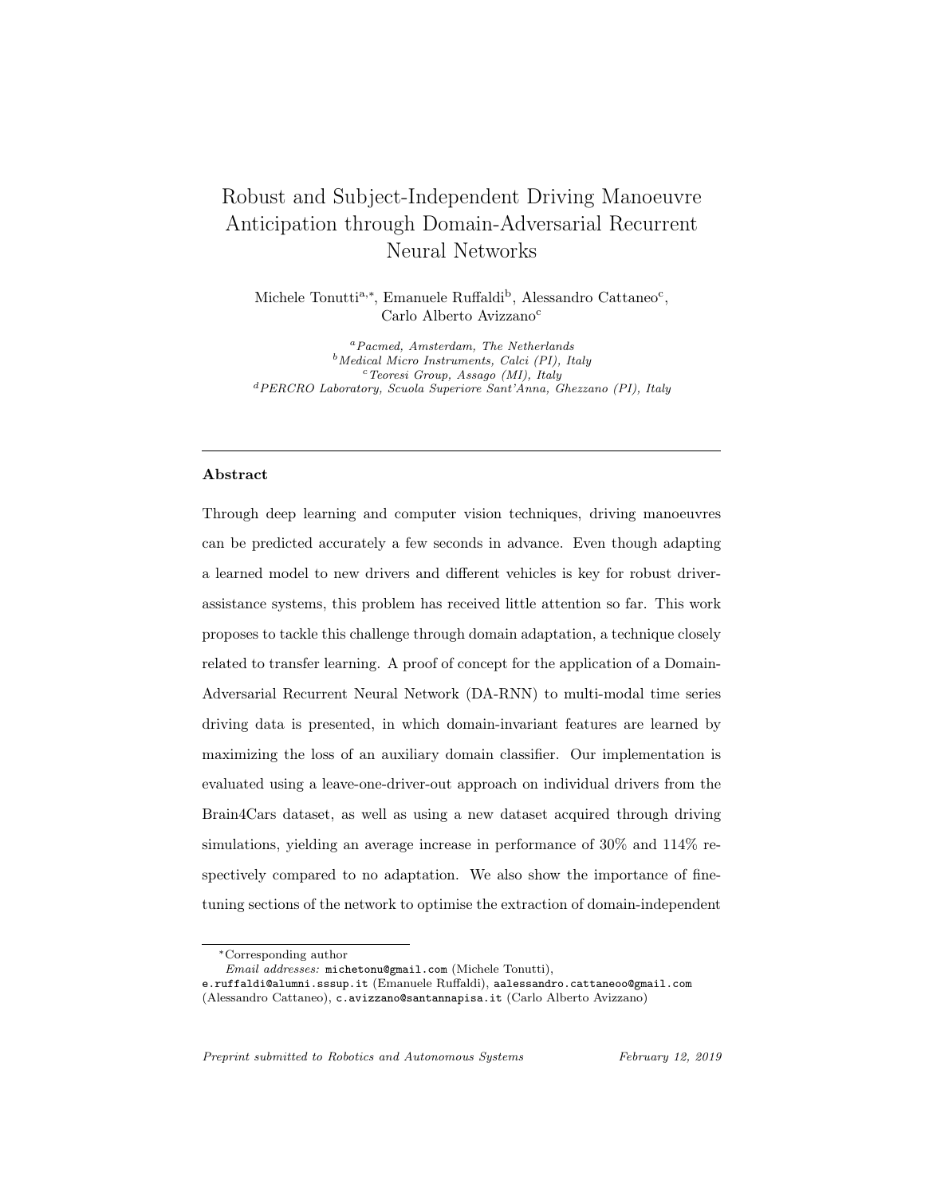# Robust and Subject-Independent Driving Manoeuvre Anticipation through Domain-Adversarial Recurrent Neural Networks

Michele Tonutti[a,*], Emanuele Ruffaldi[b], Alessandro Cattaneo[c], Carlo Alberto Avizzano[c]

[a] *Pacmed, Amsterdam, The Netherlands*
[b] *Medical Micro Instruments, Calci (PI), Italy*
[c] *Teoresi Group, Assago (MI), Italy*
[d] *PERCRO Laboratory, Scuola Superiore Sant'Anna, Ghezzano (PI), Italy*

---

## Abstract

Through deep learning and computer vision techniques, driving manoeuvres can be predicted accurately a few seconds in advance. Even though adapting a learned model to new drivers and different vehicles is key for robust driver-assistance systems, this problem has received little attention so far. This work proposes to tackle this challenge through domain adaptation, a technique closely related to transfer learning. A proof of concept for the application of a Domain-Adversarial Recurrent Neural Network (DA-RNN) to multi-modal time series driving data is presented, in which domain-invariant features are learned by maximizing the loss of an auxiliary domain classifier. Our implementation is evaluated using a leave-one-driver-out approach on individual drivers from the Brain4Cars dataset, as well as using a new dataset acquired through driving simulations, yielding an average increase in performance of 30% and 114% respectively compared to no adaptation. We also show the importance of fine-tuning sections of the network to optimise the extraction of domain-independent

---

*Corresponding author

*Email addresses:* michetonu@gmail.com (Michele Tonutti), e.ruffaldi@alumni.sssup.it (Emanuele Ruffaldi), aalessandro.cattaneoo@gmail.com (Alessandro Cattaneo), c.avizzano@santannapisa.it (Carlo Alberto Avizzano)

*Preprint submitted to Robotics and Autonomous Systems* *February 12, 2019*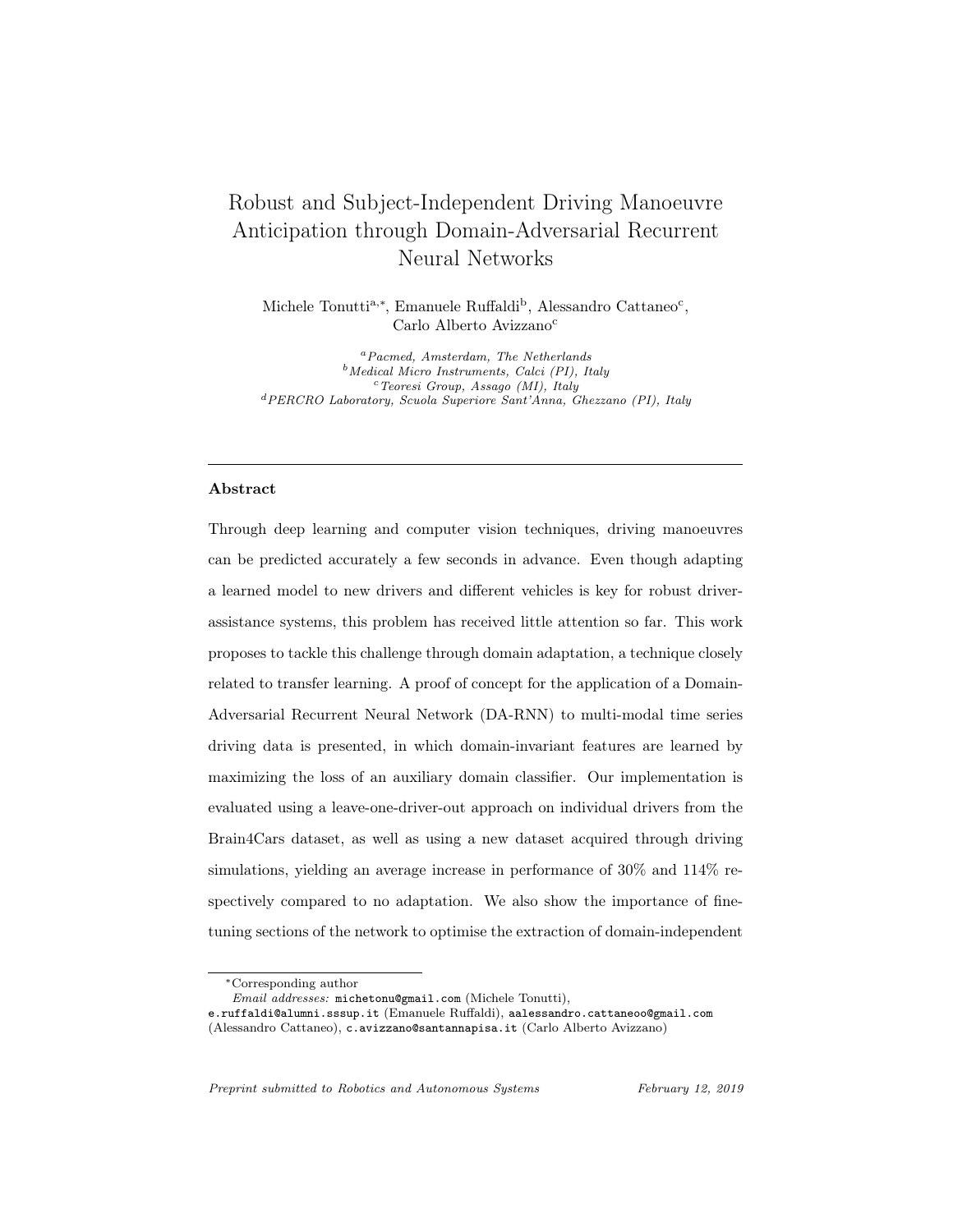# Robust and Subject-Independent Driving Manoeuvre Anticipation through Domain-Adversarial Recurrent Neural Networks

Michele Tonutti[a,*], Emanuele Ruffaldi[b], Alessandro Cattaneo[c], Carlo Alberto Avizzano[c]

[a] *Pacmed, Amsterdam, The Netherlands*
[b] *Medical Micro Instruments, Calci (PI), Italy*
[c] *Teoresi Group, Assago (MI), Italy*
[d] *PERCRO Laboratory, Scuola Superiore Sant'Anna, Ghezzano (PI), Italy*

---

### Abstract

Through deep learning and computer vision techniques, driving manoeuvres can be predicted accurately a few seconds in advance. Even though adapting a learned model to new drivers and different vehicles is key for robust driver-assistance systems, this problem has received little attention so far. This work proposes to tackle this challenge through domain adaptation, a technique closely related to transfer learning. A proof of concept for the application of a Domain-Adversarial Recurrent Neural Network (DA-RNN) to multi-modal time series driving data is presented, in which domain-invariant features are learned by maximizing the loss of an auxiliary domain classifier. Our implementation is evaluated using a leave-one-driver-out approach on individual drivers from the Brain4Cars dataset, as well as using a new dataset acquired through driving simulations, yielding an average increase in performance of 30% and 114% respectively compared to no adaptation. We also show the importance of fine-tuning sections of the network to optimise the extraction of domain-independent

---

*Corresponding author
*Email addresses:* michetonu@gmail.com (Michele Tonutti), e.ruffaldi@alumni.sssup.it (Emanuele Ruffaldi), aalessandro.cattaneoo@gmail.com (Alessandro Cattaneo), c.avizzano@santannapisa.it (Carlo Alberto Avizzano)

*Preprint submitted to Robotics and Autonomous Systems* *February 12, 2019*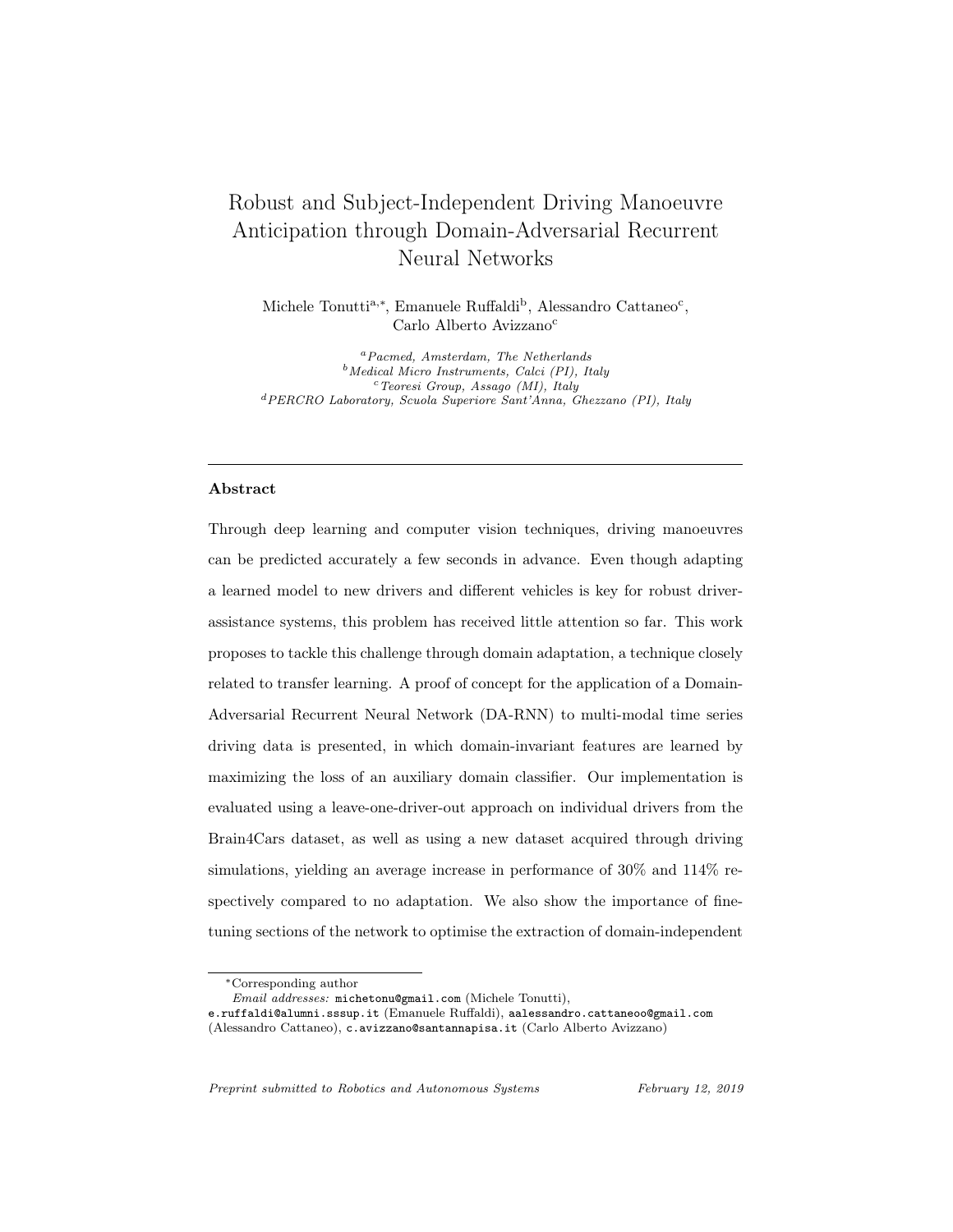# Robust and Subject-Independent Driving Manoeuvre Anticipation through Domain-Adversarial Recurrent Neural Networks

Michele Tonutti[a,*], Emanuele Ruffaldi[b], Alessandro Cattaneo[c], Carlo Alberto Avizzano[c]

[a] *Pacmed, Amsterdam, The Netherlands*
[b] *Medical Micro Instruments, Calci (PI), Italy*
[c] *Teoresi Group, Assago (MI), Italy*
[d] *PERCRO Laboratory, Scuola Superiore Sant'Anna, Ghezzano (PI), Italy*

---

**Abstract**

Through deep learning and computer vision techniques, driving manoeuvres can be predicted accurately a few seconds in advance. Even though adapting a learned model to new drivers and different vehicles is key for robust driver-assistance systems, this problem has received little attention so far. This work proposes to tackle this challenge through domain adaptation, a technique closely related to transfer learning. A proof of concept for the application of a Domain-Adversarial Recurrent Neural Network (DA-RNN) to multi-modal time series driving data is presented, in which domain-invariant features are learned by maximizing the loss of an auxiliary domain classifier. Our implementation is evaluated using a leave-one-driver-out approach on individual drivers from the Brain4Cars dataset, as well as using a new dataset acquired through driving simulations, yielding an average increase in performance of 30% and 114% respectively compared to no adaptation. We also show the importance of fine-tuning sections of the network to optimise the extraction of domain-independent

---

*Corresponding author

*Email addresses:* michetonu@gmail.com (Michele Tonutti), e.ruffaldi@alumni.sssup.it (Emanuele Ruffaldi), aalessandro.cattaneoo@gmail.com (Alessandro Cattaneo), c.avizzano@santannapisa.it (Carlo Alberto Avizzano)

*Preprint submitted to Robotics and Autonomous Systems* *February 12, 2019*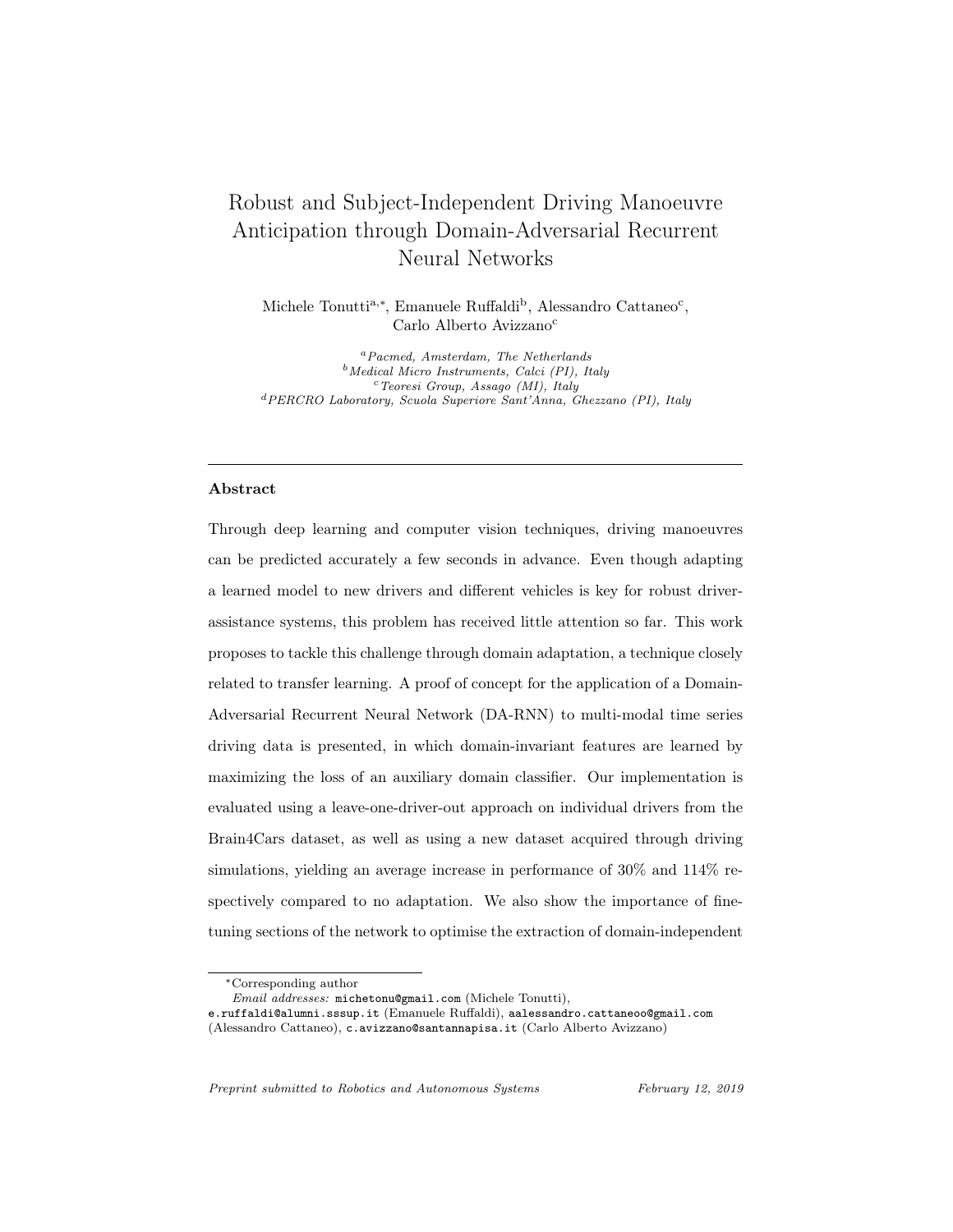# Robust and Subject-Independent Driving Manoeuvre Anticipation through Domain-Adversarial Recurrent Neural Networks

Michele Tonutti[a,*], Emanuele Ruffaldi[b], Alessandro Cattaneo[c], Carlo Alberto Avizzano[c]

[a] *Pacmed, Amsterdam, The Netherlands*
[b] *Medical Micro Instruments, Calci (PI), Italy*
[c] *Teoresi Group, Assago (MI), Italy*
[d] *PERCRO Laboratory, Scuola Superiore Sant'Anna, Ghezzano (PI), Italy*

---

## Abstract

Through deep learning and computer vision techniques, driving manoeuvres can be predicted accurately a few seconds in advance. Even though adapting a learned model to new drivers and different vehicles is key for robust driver-assistance systems, this problem has received little attention so far. This work proposes to tackle this challenge through domain adaptation, a technique closely related to transfer learning. A proof of concept for the application of a Domain-Adversarial Recurrent Neural Network (DA-RNN) to multi-modal time series driving data is presented, in which domain-invariant features are learned by maximizing the loss of an auxiliary domain classifier. Our implementation is evaluated using a leave-one-driver-out approach on individual drivers from the Brain4Cars dataset, as well as using a new dataset acquired through driving simulations, yielding an average increase in performance of 30% and 114% respectively compared to no adaptation. We also show the importance of fine-tuning sections of the network to optimise the extraction of domain-independent

---

*Corresponding author

*Email addresses:* michetonu@gmail.com (Michele Tonutti), e.ruffaldi@alumni.sssup.it (Emanuele Ruffaldi), aalessandro.cattaneoo@gmail.com (Alessandro Cattaneo), c.avizzano@santannapisa.it (Carlo Alberto Avizzano)

*Preprint submitted to Robotics and Autonomous Systems* *February 12, 2019*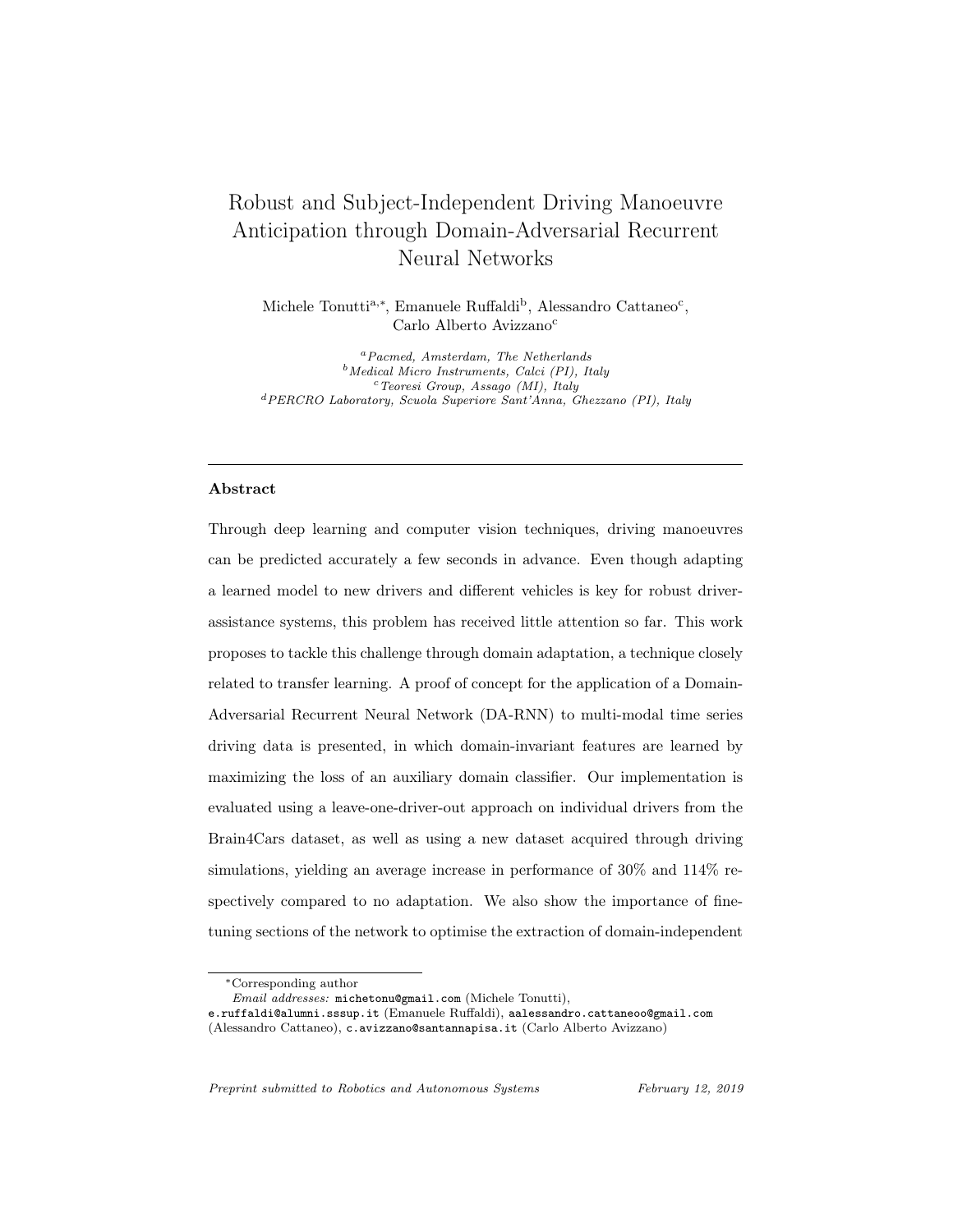# Robust and Subject-Independent Driving Manoeuvre Anticipation through Domain-Adversarial Recurrent Neural Networks

Michele Tonutti[a,*], Emanuele Ruffaldi[b], Alessandro Cattaneo[c], Carlo Alberto Avizzano[c]

[a] *Pacmed, Amsterdam, The Netherlands*
[b] *Medical Micro Instruments, Calci (PI), Italy*
[c] *Teoresi Group, Assago (MI), Italy*
[d] *PERCRO Laboratory, Scuola Superiore Sant'Anna, Ghezzano (PI), Italy*

---

### Abstract

Through deep learning and computer vision techniques, driving manoeuvres can be predicted accurately a few seconds in advance. Even though adapting a learned model to new drivers and different vehicles is key for robust driver-assistance systems, this problem has received little attention so far. This work proposes to tackle this challenge through domain adaptation, a technique closely related to transfer learning. A proof of concept for the application of a Domain-Adversarial Recurrent Neural Network (DA-RNN) to multi-modal time series driving data is presented, in which domain-invariant features are learned by maximizing the loss of an auxiliary domain classifier. Our implementation is evaluated using a leave-one-driver-out approach on individual drivers from the Brain4Cars dataset, as well as using a new dataset acquired through driving simulations, yielding an average increase in performance of 30% and 114% respectively compared to no adaptation. We also show the importance of fine-tuning sections of the network to optimise the extraction of domain-independent

---

*Corresponding author
*Email addresses:* michetonu@gmail.com (Michele Tonutti), e.ruffaldi@alumni.sssup.it (Emanuele Ruffaldi), aalessandro.cattaneoo@gmail.com (Alessandro Cattaneo), c.avizzano@santannapisa.it (Carlo Alberto Avizzano)

*Preprint submitted to Robotics and Autonomous Systems* *February 12, 2019*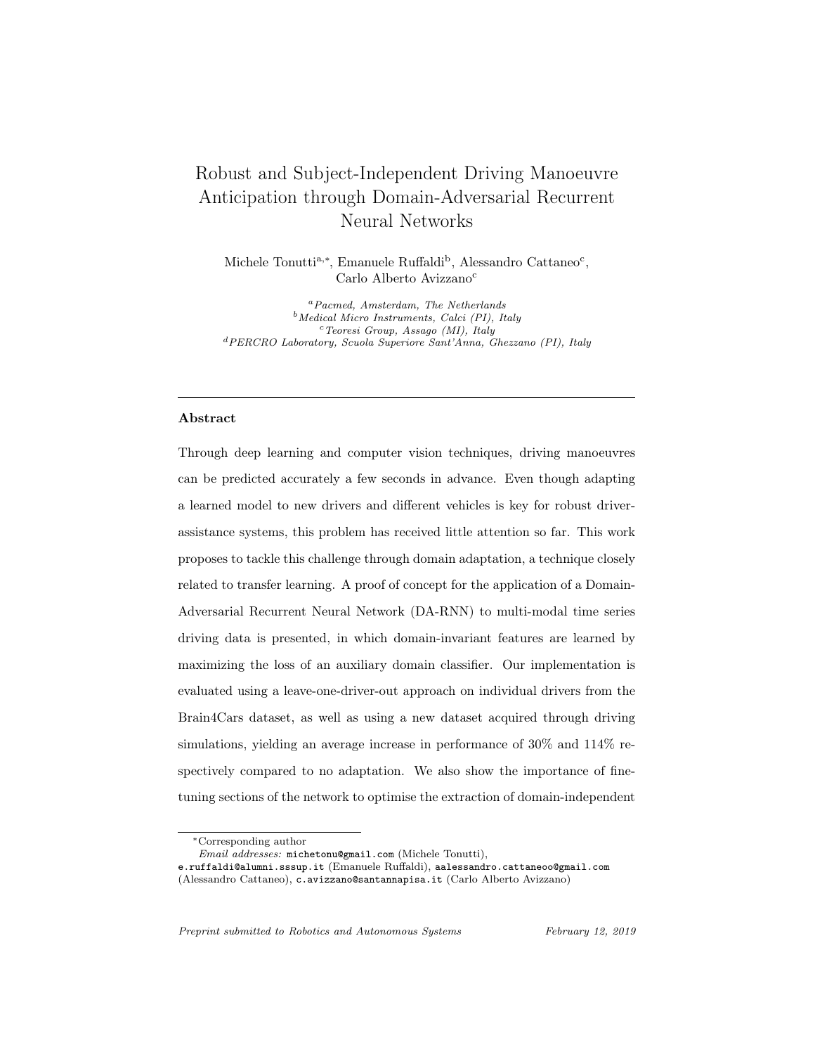# Robust and Subject-Independent Driving Manoeuvre Anticipation through Domain-Adversarial Recurrent Neural Networks

Michele Tonutti[a,*], Emanuele Ruffaldi[b], Alessandro Cattaneo[c], Carlo Alberto Avizzano[c]

[a] *Pacmed, Amsterdam, The Netherlands*
[b] *Medical Micro Instruments, Calci (PI), Italy*
[c] *Teoresi Group, Assago (MI), Italy*
[d] *PERCRO Laboratory, Scuola Superiore Sant'Anna, Ghezzano (PI), Italy*

---

**Abstract**

Through deep learning and computer vision techniques, driving manoeuvres can be predicted accurately a few seconds in advance. Even though adapting a learned model to new drivers and different vehicles is key for robust driver-assistance systems, this problem has received little attention so far. This work proposes to tackle this challenge through domain adaptation, a technique closely related to transfer learning. A proof of concept for the application of a Domain-Adversarial Recurrent Neural Network (DA-RNN) to multi-modal time series driving data is presented, in which domain-invariant features are learned by maximizing the loss of an auxiliary domain classifier. Our implementation is evaluated using a leave-one-driver-out approach on individual drivers from the Brain4Cars dataset, as well as using a new dataset acquired through driving simulations, yielding an average increase in performance of 30% and 114% respectively compared to no adaptation. We also show the importance of fine-tuning sections of the network to optimise the extraction of domain-independent

---

*Corresponding author

*Email addresses:* michetonu@gmail.com (Michele Tonutti), e.ruffaldi@alumni.sssup.it (Emanuele Ruffaldi), aalessandro.cattaneoo@gmail.com (Alessandro Cattaneo), c.avizzano@santannapisa.it (Carlo Alberto Avizzano)

*Preprint submitted to Robotics and Autonomous Systems* *February 12, 2019*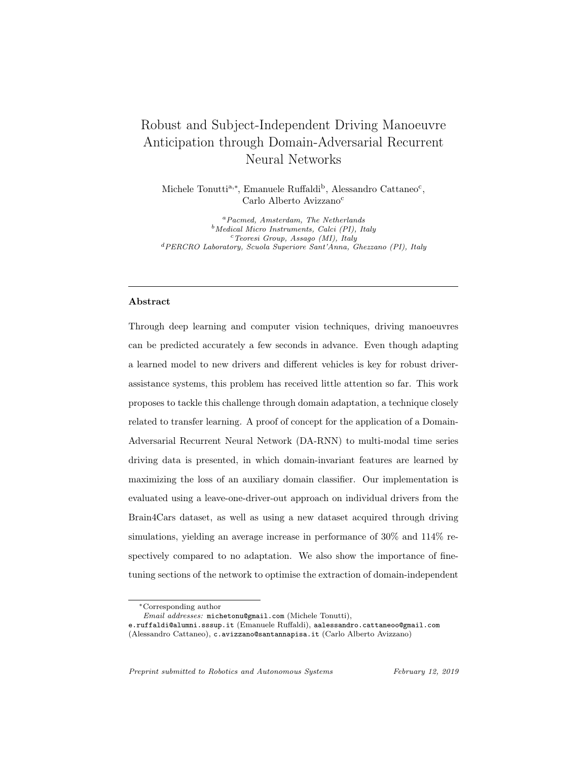# Robust and Subject-Independent Driving Manoeuvre Anticipation through Domain-Adversarial Recurrent Neural Networks

Michele Tonutti[a,*], Emanuele Ruffaldi[b], Alessandro Cattaneo[c], Carlo Alberto Avizzano[c]

[a] *Pacmed, Amsterdam, The Netherlands*
[b] *Medical Micro Instruments, Calci (PI), Italy*
[c] *Teoresi Group, Assago (MI), Italy*
[d] *PERCRO Laboratory, Scuola Superiore Sant'Anna, Ghezzano (PI), Italy*

---

### Abstract

Through deep learning and computer vision techniques, driving manoeuvres can be predicted accurately a few seconds in advance. Even though adapting a learned model to new drivers and different vehicles is key for robust driver-assistance systems, this problem has received little attention so far. This work proposes to tackle this challenge through domain adaptation, a technique closely related to transfer learning. A proof of concept for the application of a Domain-Adversarial Recurrent Neural Network (DA-RNN) to multi-modal time series driving data is presented, in which domain-invariant features are learned by maximizing the loss of an auxiliary domain classifier. Our implementation is evaluated using a leave-one-driver-out approach on individual drivers from the Brain4Cars dataset, as well as using a new dataset acquired through driving simulations, yielding an average increase in performance of 30% and 114% respectively compared to no adaptation. We also show the importance of fine-tuning sections of the network to optimise the extraction of domain-independent

---

*Corresponding author

*Email addresses:* michetonu@gmail.com (Michele Tonutti), e.ruffaldi@alumni.sssup.it (Emanuele Ruffaldi), aalessandro.cattaneoo@gmail.com (Alessandro Cattaneo), c.avizzano@santannapisa.it (Carlo Alberto Avizzano)

*Preprint submitted to Robotics and Autonomous Systems* *February 12, 2019*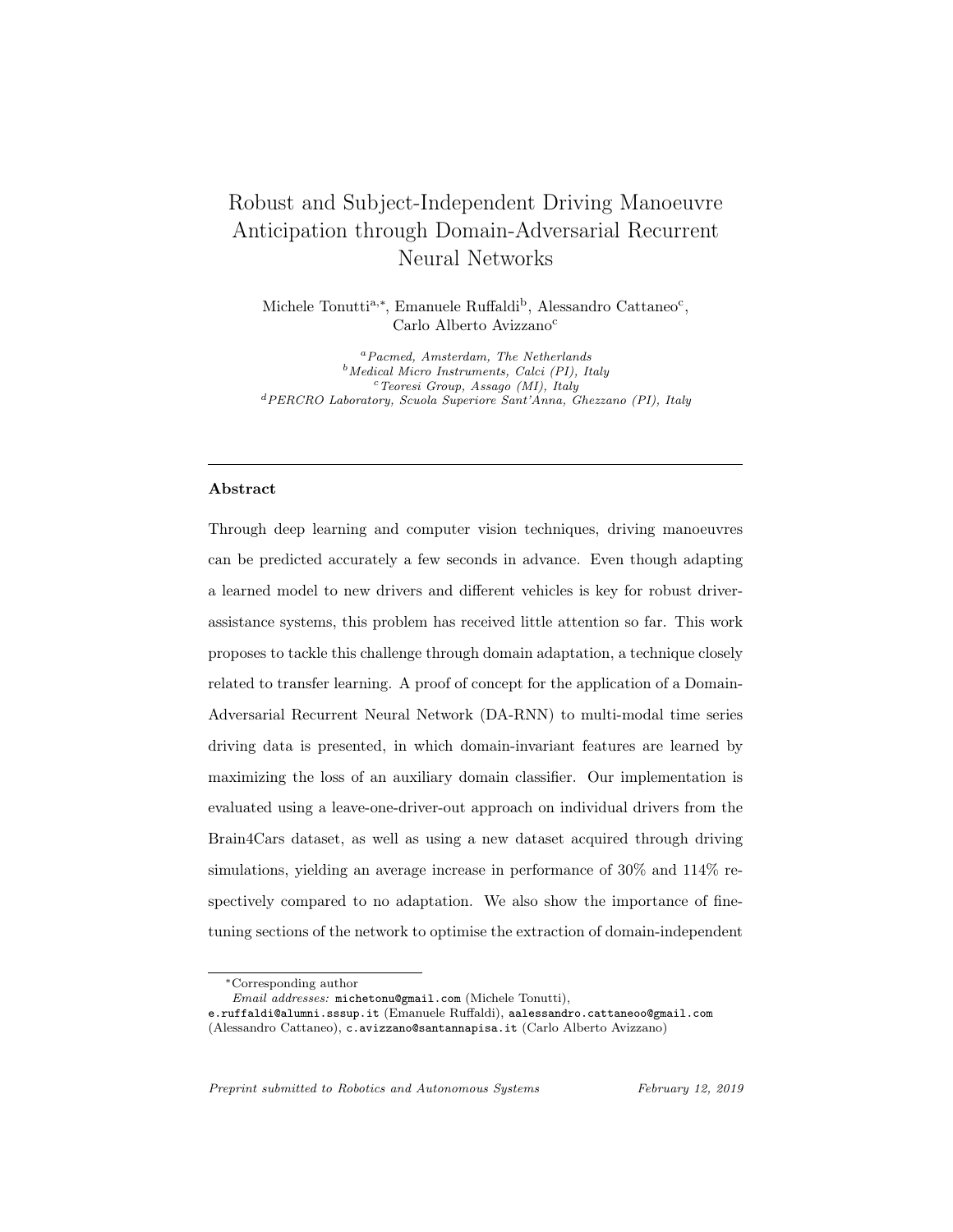# Robust and Subject-Independent Driving Manoeuvre Anticipation through Domain-Adversarial Recurrent Neural Networks

Michele Tonutti[a,*], Emanuele Ruffaldi[b], Alessandro Cattaneo[c], Carlo Alberto Avizzano[c]

[a] *Pacmed, Amsterdam, The Netherlands*
[b] *Medical Micro Instruments, Calci (PI), Italy*
[c] *Teoresi Group, Assago (MI), Italy*
[d] *PERCRO Laboratory, Scuola Superiore Sant'Anna, Ghezzano (PI), Italy*

---

## Abstract

Through deep learning and computer vision techniques, driving manoeuvres can be predicted accurately a few seconds in advance. Even though adapting a learned model to new drivers and different vehicles is key for robust driver-assistance systems, this problem has received little attention so far. This work proposes to tackle this challenge through domain adaptation, a technique closely related to transfer learning. A proof of concept for the application of a Domain-Adversarial Recurrent Neural Network (DA-RNN) to multi-modal time series driving data is presented, in which domain-invariant features are learned by maximizing the loss of an auxiliary domain classifier. Our implementation is evaluated using a leave-one-driver-out approach on individual drivers from the Brain4Cars dataset, as well as using a new dataset acquired through driving simulations, yielding an average increase in performance of 30% and 114% respectively compared to no adaptation. We also show the importance of fine-tuning sections of the network to optimise the extraction of domain-independent

---

*Corresponding author

*Email addresses:* michetonu@gmail.com (Michele Tonutti), e.ruffaldi@alumni.sssup.it (Emanuele Ruffaldi), aalessandro.cattaneoo@gmail.com (Alessandro Cattaneo), c.avizzano@santannapisa.it (Carlo Alberto Avizzano)

*Preprint submitted to Robotics and Autonomous Systems* *February 12, 2019*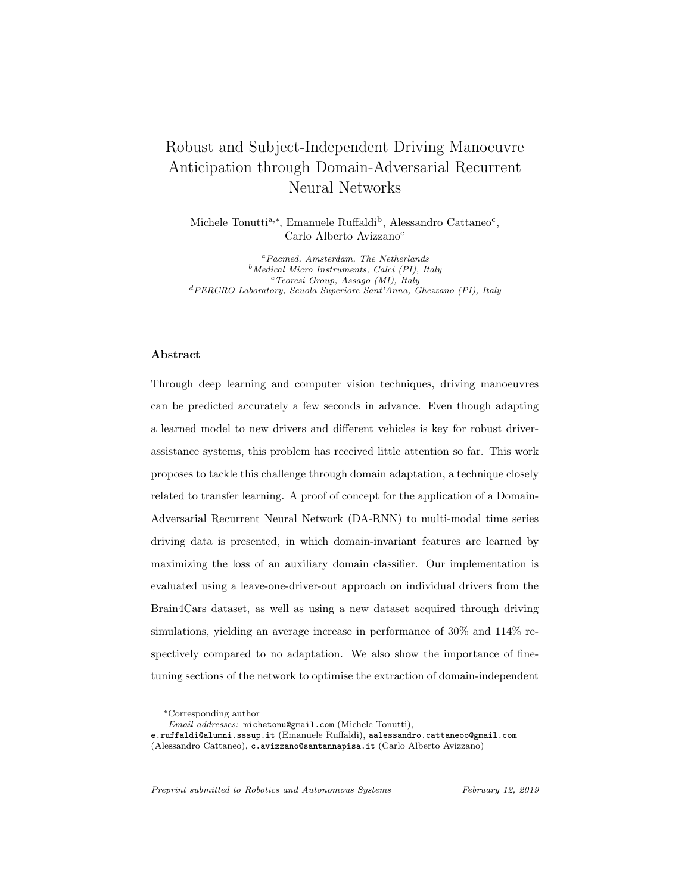# Robust and Subject-Independent Driving Manoeuvre Anticipation through Domain-Adversarial Recurrent Neural Networks

Michele Tonutti[a,*], Emanuele Ruffaldi[b], Alessandro Cattaneo[c], Carlo Alberto Avizzano[c]

[a] *Pacmed, Amsterdam, The Netherlands*
[b] *Medical Micro Instruments, Calci (PI), Italy*
[c] *Teoresi Group, Assago (MI), Italy*
[d] *PERCRO Laboratory, Scuola Superiore Sant'Anna, Ghezzano (PI), Italy*

---

## Abstract

Through deep learning and computer vision techniques, driving manoeuvres can be predicted accurately a few seconds in advance. Even though adapting a learned model to new drivers and different vehicles is key for robust driver-assistance systems, this problem has received little attention so far. This work proposes to tackle this challenge through domain adaptation, a technique closely related to transfer learning. A proof of concept for the application of a Domain-Adversarial Recurrent Neural Network (DA-RNN) to multi-modal time series driving data is presented, in which domain-invariant features are learned by maximizing the loss of an auxiliary domain classifier. Our implementation is evaluated using a leave-one-driver-out approach on individual drivers from the Brain4Cars dataset, as well as using a new dataset acquired through driving simulations, yielding an average increase in performance of 30% and 114% respectively compared to no adaptation. We also show the importance of fine-tuning sections of the network to optimise the extraction of domain-independent

---

*Corresponding author

*Email addresses:* michetonu@gmail.com (Michele Tonutti), e.ruffaldi@alumni.sssup.it (Emanuele Ruffaldi), aalessandro.cattaneoo@gmail.com (Alessandro Cattaneo), c.avizzano@santannapisa.it (Carlo Alberto Avizzano)

*Preprint submitted to Robotics and Autonomous Systems* *February 12, 2019*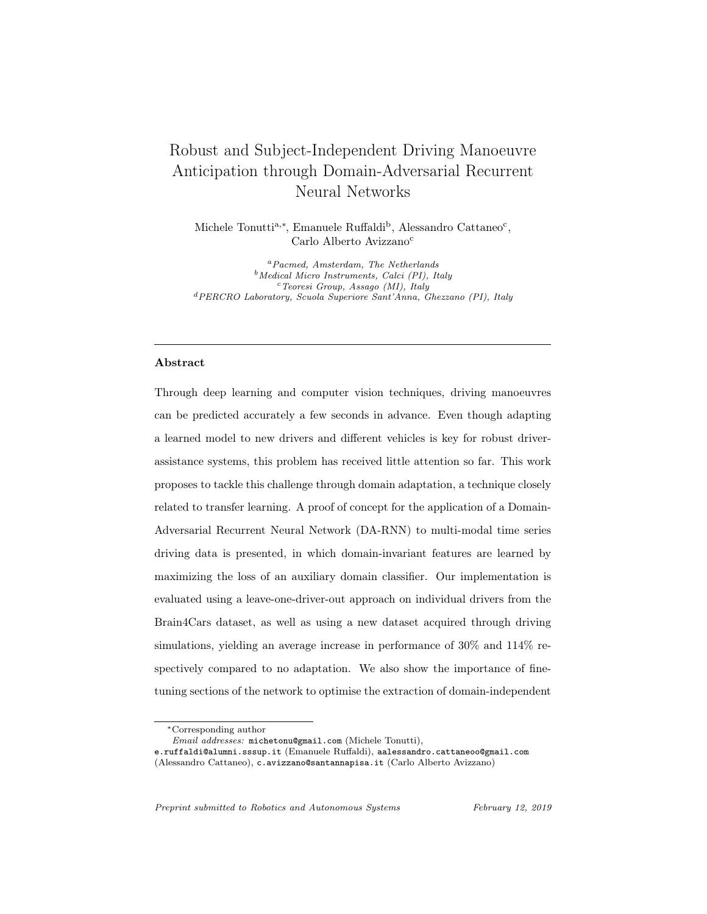# Robust and Subject-Independent Driving Manoeuvre Anticipation through Domain-Adversarial Recurrent Neural Networks

Michele Tonutti[a,*], Emanuele Ruffaldi[b], Alessandro Cattaneo[c], Carlo Alberto Avizzano[c]

[a] *Pacmed, Amsterdam, The Netherlands*
[b] *Medical Micro Instruments, Calci (PI), Italy*
[c] *Teoresi Group, Assago (MI), Italy*
[d] *PERCRO Laboratory, Scuola Superiore Sant'Anna, Ghezzano (PI), Italy*

---

### Abstract

Through deep learning and computer vision techniques, driving manoeuvres can be predicted accurately a few seconds in advance. Even though adapting a learned model to new drivers and different vehicles is key for robust driver-assistance systems, this problem has received little attention so far. This work proposes to tackle this challenge through domain adaptation, a technique closely related to transfer learning. A proof of concept for the application of a Domain-Adversarial Recurrent Neural Network (DA-RNN) to multi-modal time series driving data is presented, in which domain-invariant features are learned by maximizing the loss of an auxiliary domain classifier. Our implementation is evaluated using a leave-one-driver-out approach on individual drivers from the Brain4Cars dataset, as well as using a new dataset acquired through driving simulations, yielding an average increase in performance of 30% and 114% respectively compared to no adaptation. We also show the importance of fine-tuning sections of the network to optimise the extraction of domain-independent

---

*Corresponding author
*Email addresses:* michetonu@gmail.com (Michele Tonutti), e.ruffaldi@alumni.sssup.it (Emanuele Ruffaldi), aalessandro.cattaneoo@gmail.com (Alessandro Cattaneo), c.avizzano@santannapisa.it (Carlo Alberto Avizzano)

*Preprint submitted to Robotics and Autonomous Systems* *February 12, 2019*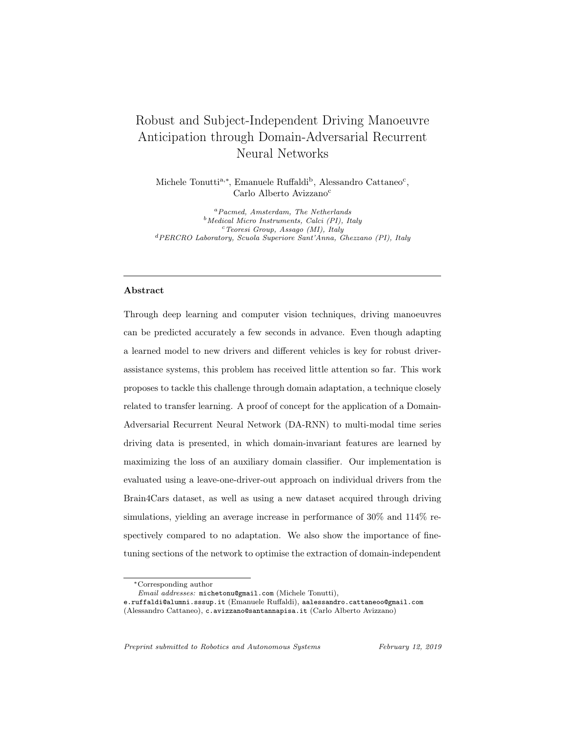# Robust and Subject-Independent Driving Manoeuvre Anticipation through Domain-Adversarial Recurrent Neural Networks

Michele Tonutti[a,*], Emanuele Ruffaldi[b], Alessandro Cattaneo[c], Carlo Alberto Avizzano[c]

[a] *Pacmed, Amsterdam, The Netherlands*
[b] *Medical Micro Instruments, Calci (PI), Italy*
[c] *Teoresi Group, Assago (MI), Italy*
[d] *PERCRO Laboratory, Scuola Superiore Sant'Anna, Ghezzano (PI), Italy*

---

## Abstract

Through deep learning and computer vision techniques, driving manoeuvres can be predicted accurately a few seconds in advance. Even though adapting a learned model to new drivers and different vehicles is key for robust driver-assistance systems, this problem has received little attention so far. This work proposes to tackle this challenge through domain adaptation, a technique closely related to transfer learning. A proof of concept for the application of a Domain-Adversarial Recurrent Neural Network (DA-RNN) to multi-modal time series driving data is presented, in which domain-invariant features are learned by maximizing the loss of an auxiliary domain classifier. Our implementation is evaluated using a leave-one-driver-out approach on individual drivers from the Brain4Cars dataset, as well as using a new dataset acquired through driving simulations, yielding an average increase in performance of 30% and 114% respectively compared to no adaptation. We also show the importance of fine-tuning sections of the network to optimise the extraction of domain-independent

---

*Corresponding author

*Email addresses:* michetonu@gmail.com (Michele Tonutti), e.ruffaldi@alumni.sssup.it (Emanuele Ruffaldi), aalessandro.cattaneoo@gmail.com (Alessandro Cattaneo), c.avizzano@santannapisa.it (Carlo Alberto Avizzano)

*Preprint submitted to Robotics and Autonomous Systems* *February 12, 2019*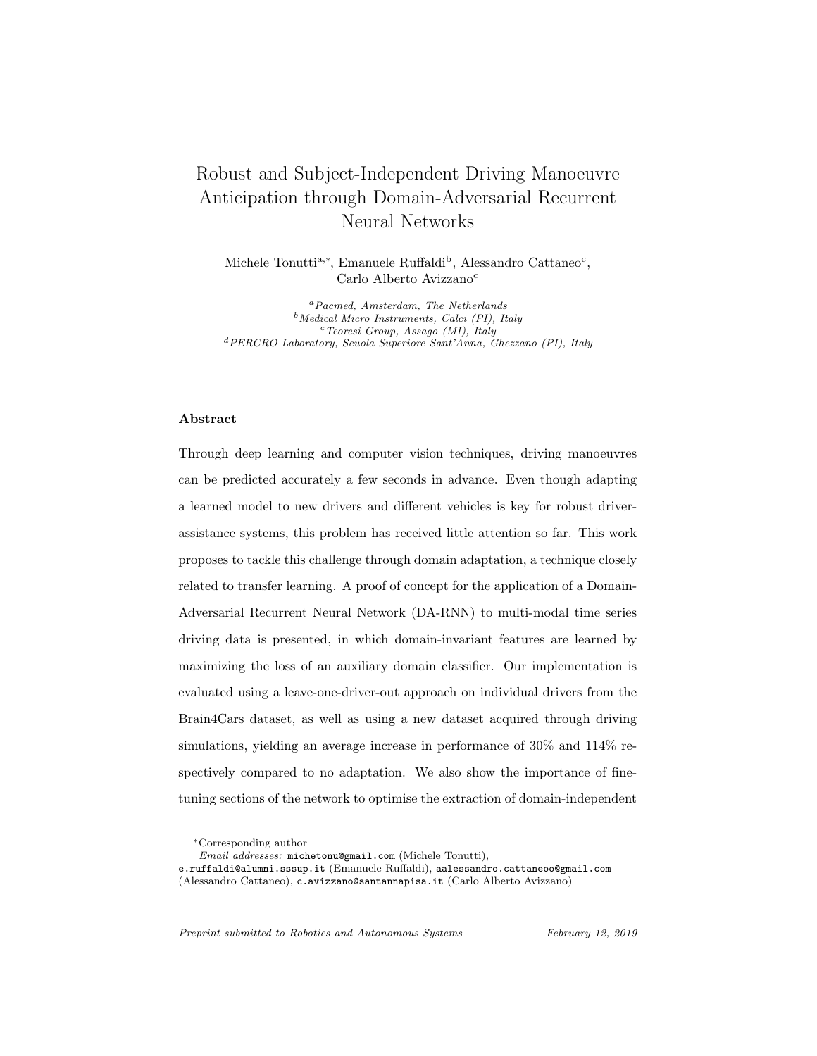# Robust and Subject-Independent Driving Manoeuvre Anticipation through Domain-Adversarial Recurrent Neural Networks

Michele Tonutti[a,*], Emanuele Ruffaldi[b], Alessandro Cattaneo[c], Carlo Alberto Avizzano[c]

[a] *Pacmed, Amsterdam, The Netherlands*
[b] *Medical Micro Instruments, Calci (PI), Italy*
[c] *Teoresi Group, Assago (MI), Italy*
[d] *PERCRO Laboratory, Scuola Superiore Sant'Anna, Ghezzano (PI), Italy*

---

## Abstract

Through deep learning and computer vision techniques, driving manoeuvres can be predicted accurately a few seconds in advance. Even though adapting a learned model to new drivers and different vehicles is key for robust driver-assistance systems, this problem has received little attention so far. This work proposes to tackle this challenge through domain adaptation, a technique closely related to transfer learning. A proof of concept for the application of a Domain-Adversarial Recurrent Neural Network (DA-RNN) to multi-modal time series driving data is presented, in which domain-invariant features are learned by maximizing the loss of an auxiliary domain classifier. Our implementation is evaluated using a leave-one-driver-out approach on individual drivers from the Brain4Cars dataset, as well as using a new dataset acquired through driving simulations, yielding an average increase in performance of 30% and 114% respectively compared to no adaptation. We also show the importance of fine-tuning sections of the network to optimise the extraction of domain-independent

---

*Corresponding author

*Email addresses:* michetonu@gmail.com (Michele Tonutti), e.ruffaldi@alumni.sssup.it (Emanuele Ruffaldi), aalessandro.cattaneoo@gmail.com (Alessandro Cattaneo), c.avizzano@santannapisa.it (Carlo Alberto Avizzano)

*Preprint submitted to Robotics and Autonomous Systems* *February 12, 2019*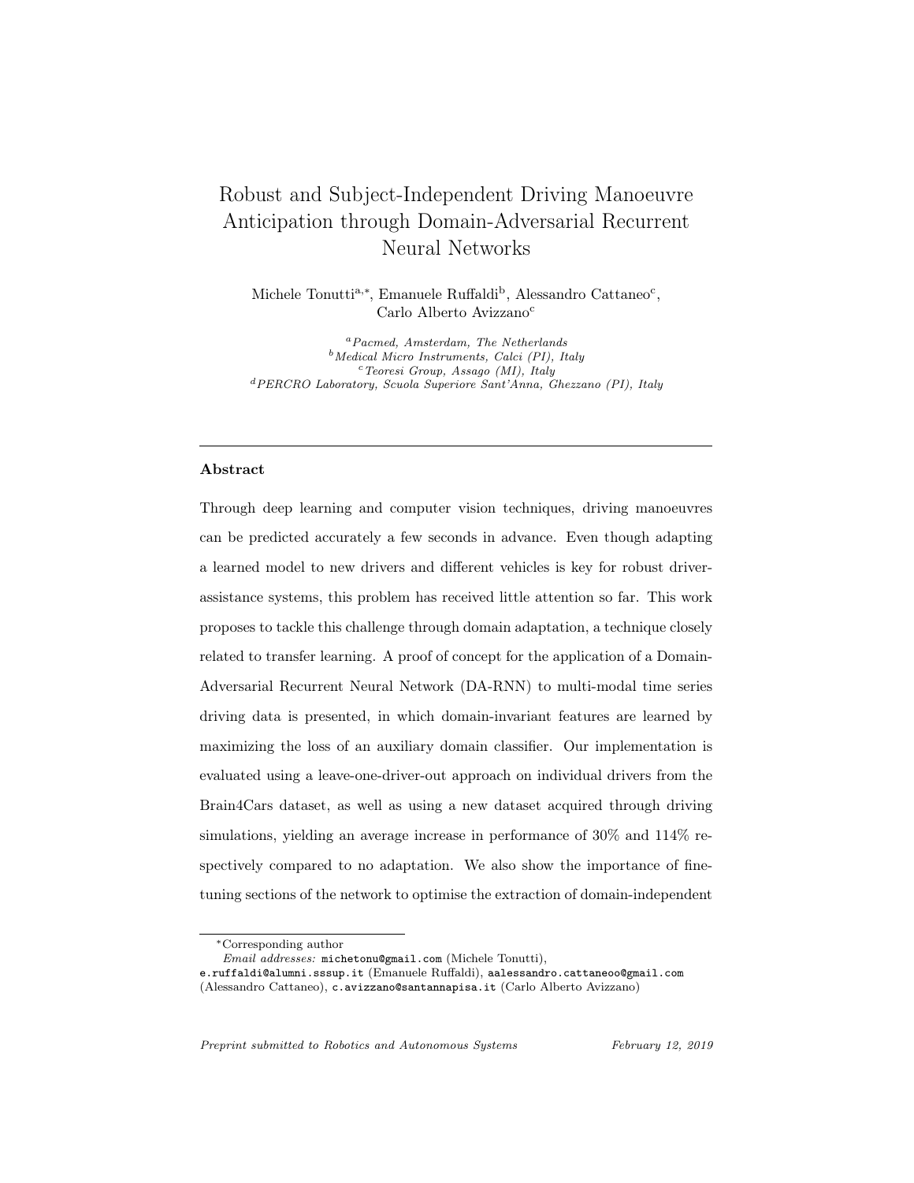# Robust and Subject-Independent Driving Manoeuvre Anticipation through Domain-Adversarial Recurrent Neural Networks

Michele Tonutti[a,*], Emanuele Ruffaldi[b], Alessandro Cattaneo[c], Carlo Alberto Avizzano[c]

[a] *Pacmed, Amsterdam, The Netherlands*
[b] *Medical Micro Instruments, Calci (PI), Italy*
[c] *Teoresi Group, Assago (MI), Italy*
[d] *PERCRO Laboratory, Scuola Superiore Sant'Anna, Ghezzano (PI), Italy*

---

**Abstract**

Through deep learning and computer vision techniques, driving manoeuvres can be predicted accurately a few seconds in advance. Even though adapting a learned model to new drivers and different vehicles is key for robust driver-assistance systems, this problem has received little attention so far. This work proposes to tackle this challenge through domain adaptation, a technique closely related to transfer learning. A proof of concept for the application of a Domain-Adversarial Recurrent Neural Network (DA-RNN) to multi-modal time series driving data is presented, in which domain-invariant features are learned by maximizing the loss of an auxiliary domain classifier. Our implementation is evaluated using a leave-one-driver-out approach on individual drivers from the Brain4Cars dataset, as well as using a new dataset acquired through driving simulations, yielding an average increase in performance of 30% and 114% respectively compared to no adaptation. We also show the importance of fine-tuning sections of the network to optimise the extraction of domain-independent

---

*Corresponding author
*Email addresses:* michetonu@gmail.com (Michele Tonutti), e.ruffaldi@alumni.sssup.it (Emanuele Ruffaldi), aalessandro.cattaneoo@gmail.com (Alessandro Cattaneo), c.avizzano@santannapisa.it (Carlo Alberto Avizzano)

*Preprint submitted to Robotics and Autonomous Systems* February 12, 2019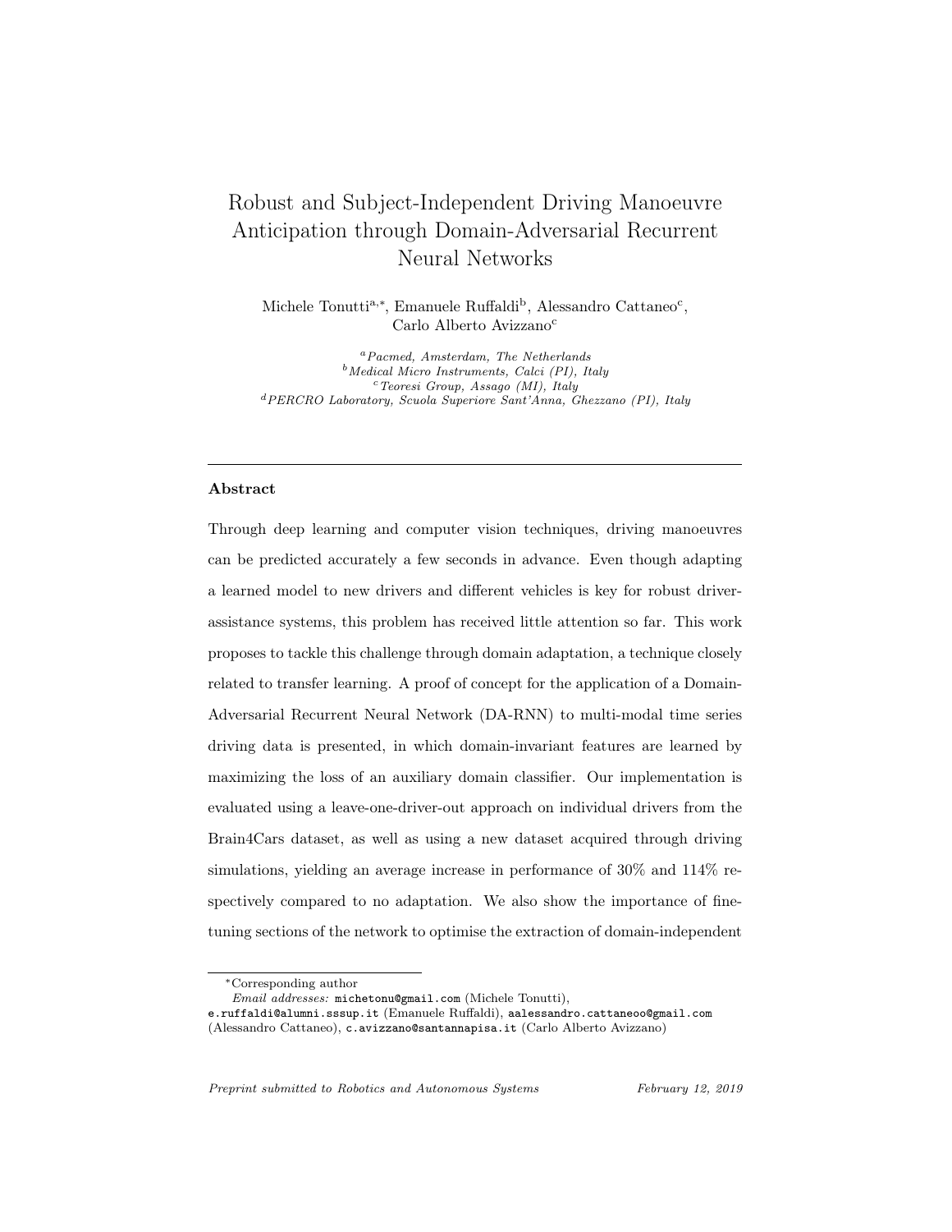# Robust and Subject-Independent Driving Manoeuvre Anticipation through Domain-Adversarial Recurrent Neural Networks

Michele Tonutti[a,*], Emanuele Ruffaldi[b], Alessandro Cattaneo[c], Carlo Alberto Avizzano[c]

[a] *Pacmed, Amsterdam, The Netherlands*
[b] *Medical Micro Instruments, Calci (PI), Italy*
[c] *Teoresi Group, Assago (MI), Italy*
[d] *PERCRO Laboratory, Scuola Superiore Sant'Anna, Ghezzano (PI), Italy*

---

### Abstract

Through deep learning and computer vision techniques, driving manoeuvres can be predicted accurately a few seconds in advance. Even though adapting a learned model to new drivers and different vehicles is key for robust driver-assistance systems, this problem has received little attention so far. This work proposes to tackle this challenge through domain adaptation, a technique closely related to transfer learning. A proof of concept for the application of a Domain-Adversarial Recurrent Neural Network (DA-RNN) to multi-modal time series driving data is presented, in which domain-invariant features are learned by maximizing the loss of an auxiliary domain classifier. Our implementation is evaluated using a leave-one-driver-out approach on individual drivers from the Brain4Cars dataset, as well as using a new dataset acquired through driving simulations, yielding an average increase in performance of 30% and 114% respectively compared to no adaptation. We also show the importance of fine-tuning sections of the network to optimise the extraction of domain-independent

---

*Corresponding author

*Email addresses:* michetonu@gmail.com (Michele Tonutti), e.ruffaldi@alumni.sssup.it (Emanuele Ruffaldi), aalessandro.cattaneoo@gmail.com (Alessandro Cattaneo), c.avizzano@santannapisa.it (Carlo Alberto Avizzano)

*Preprint submitted to Robotics and Autonomous Systems* *February 12, 2019*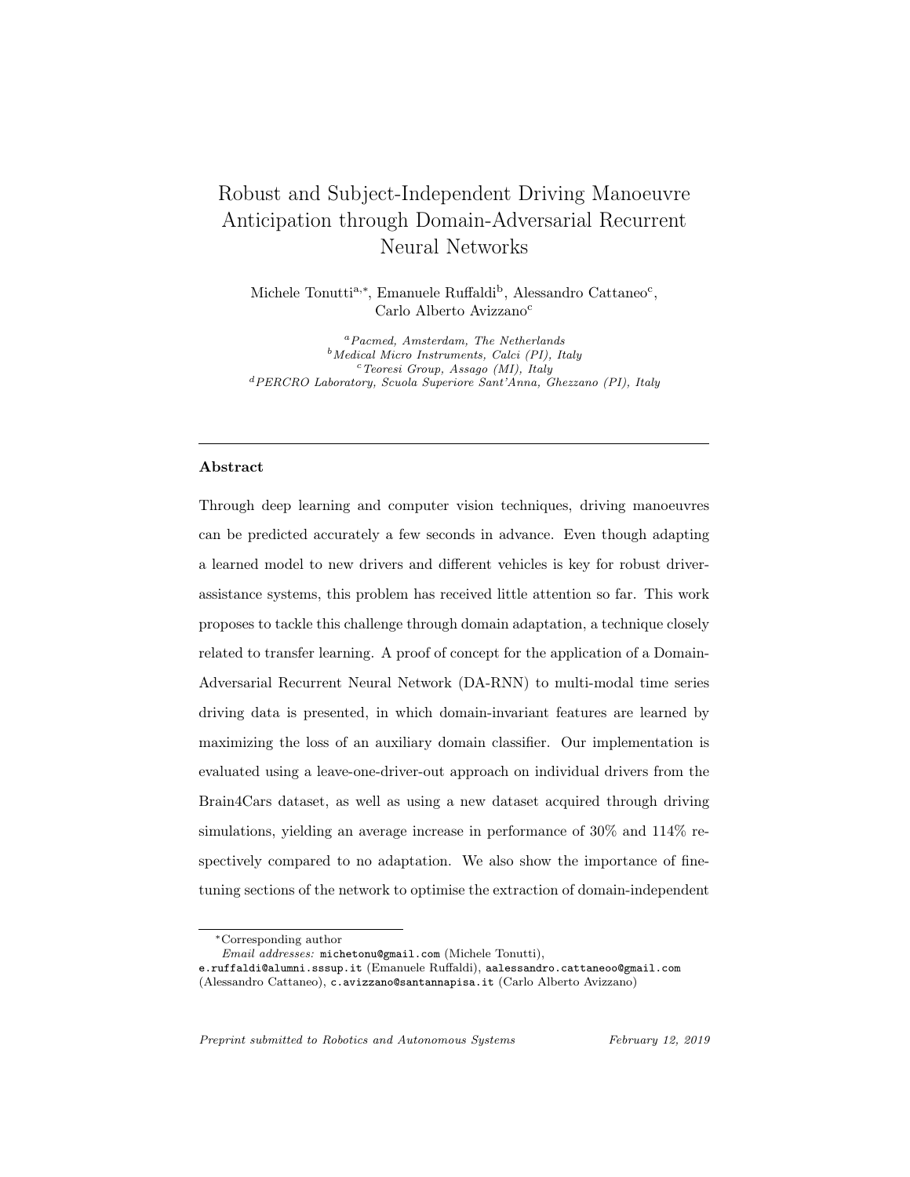# Robust and Subject-Independent Driving Manoeuvre Anticipation through Domain-Adversarial Recurrent Neural Networks

Michele Tonutti[a,*], Emanuele Ruffaldi[b], Alessandro Cattaneo[c], Carlo Alberto Avizzano[c]

[a] *Pacmed, Amsterdam, The Netherlands*
[b] *Medical Micro Instruments, Calci (PI), Italy*
[c] *Teoresi Group, Assago (MI), Italy*
[d] *PERCRO Laboratory, Scuola Superiore Sant'Anna, Ghezzano (PI), Italy*

---

## Abstract

Through deep learning and computer vision techniques, driving manoeuvres can be predicted accurately a few seconds in advance. Even though adapting a learned model to new drivers and different vehicles is key for robust driver-assistance systems, this problem has received little attention so far. This work proposes to tackle this challenge through domain adaptation, a technique closely related to transfer learning. A proof of concept for the application of a Domain-Adversarial Recurrent Neural Network (DA-RNN) to multi-modal time series driving data is presented, in which domain-invariant features are learned by maximizing the loss of an auxiliary domain classifier. Our implementation is evaluated using a leave-one-driver-out approach on individual drivers from the Brain4Cars dataset, as well as using a new dataset acquired through driving simulations, yielding an average increase in performance of 30% and 114% respectively compared to no adaptation. We also show the importance of fine-tuning sections of the network to optimise the extraction of domain-independent

---

*Corresponding author

*Email addresses:* michetonu@gmail.com (Michele Tonutti), e.ruffaldi@alumni.sssup.it (Emanuele Ruffaldi), aalessandro.cattaneoo@gmail.com (Alessandro Cattaneo), c.avizzano@santannapisa.it (Carlo Alberto Avizzano)

*Preprint submitted to Robotics and Autonomous Systems* *February 12, 2019*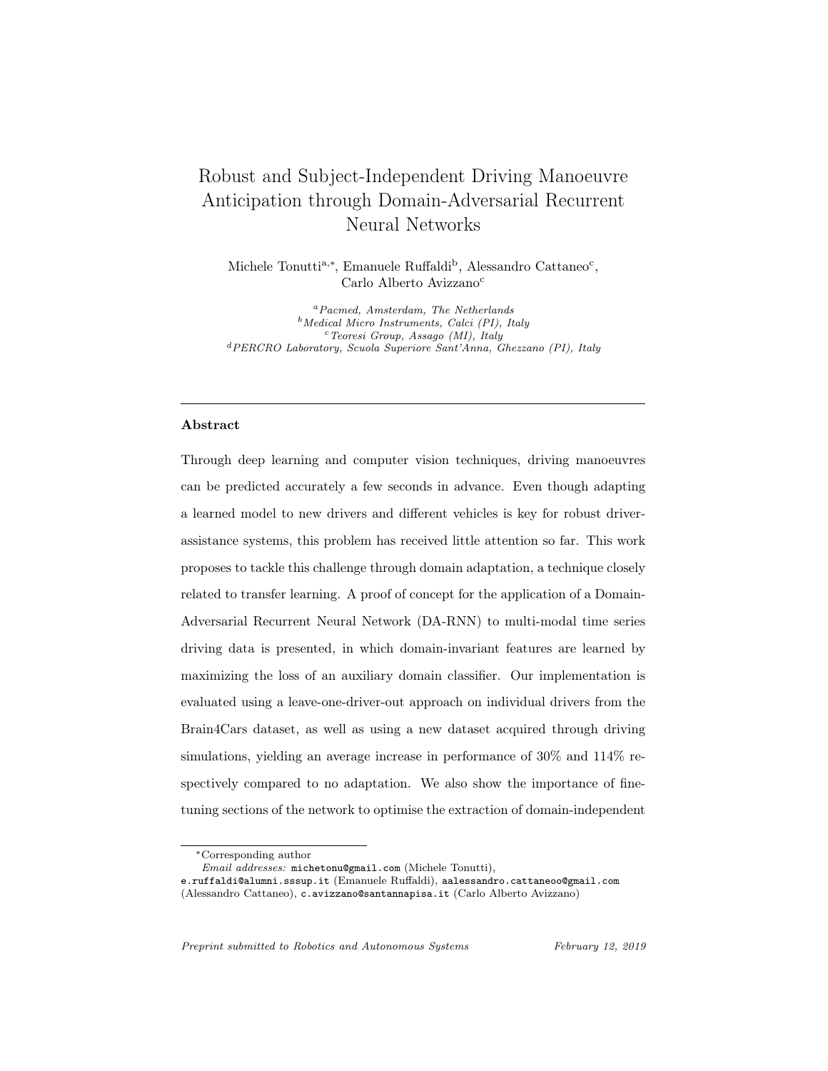# Robust and Subject-Independent Driving Manoeuvre Anticipation through Domain-Adversarial Recurrent Neural Networks

Michele Tonutti[a,*], Emanuele Ruffaldi[b], Alessandro Cattaneo[c], Carlo Alberto Avizzano[c]

[a] *Pacmed, Amsterdam, The Netherlands*
[b] *Medical Micro Instruments, Calci (PI), Italy*
[c] *Teoresi Group, Assago (MI), Italy*
[d] *PERCRO Laboratory, Scuola Superiore Sant'Anna, Ghezzano (PI), Italy*

---

**Abstract**

Through deep learning and computer vision techniques, driving manoeuvres can be predicted accurately a few seconds in advance. Even though adapting a learned model to new drivers and different vehicles is key for robust driver-assistance systems, this problem has received little attention so far. This work proposes to tackle this challenge through domain adaptation, a technique closely related to transfer learning. A proof of concept for the application of a Domain-Adversarial Recurrent Neural Network (DA-RNN) to multi-modal time series driving data is presented, in which domain-invariant features are learned by maximizing the loss of an auxiliary domain classifier. Our implementation is evaluated using a leave-one-driver-out approach on individual drivers from the Brain4Cars dataset, as well as using a new dataset acquired through driving simulations, yielding an average increase in performance of 30% and 114% respectively compared to no adaptation. We also show the importance of fine-tuning sections of the network to optimise the extraction of domain-independent

---

*Corresponding author
*Email addresses:* michetonu@gmail.com (Michele Tonutti), e.ruffaldi@alumni.sssup.it (Emanuele Ruffaldi), aalessandro.cattaneoo@gmail.com (Alessandro Cattaneo), c.avizzano@santannapisa.it (Carlo Alberto Avizzano)

*Preprint submitted to Robotics and Autonomous Systems* *February 12, 2019*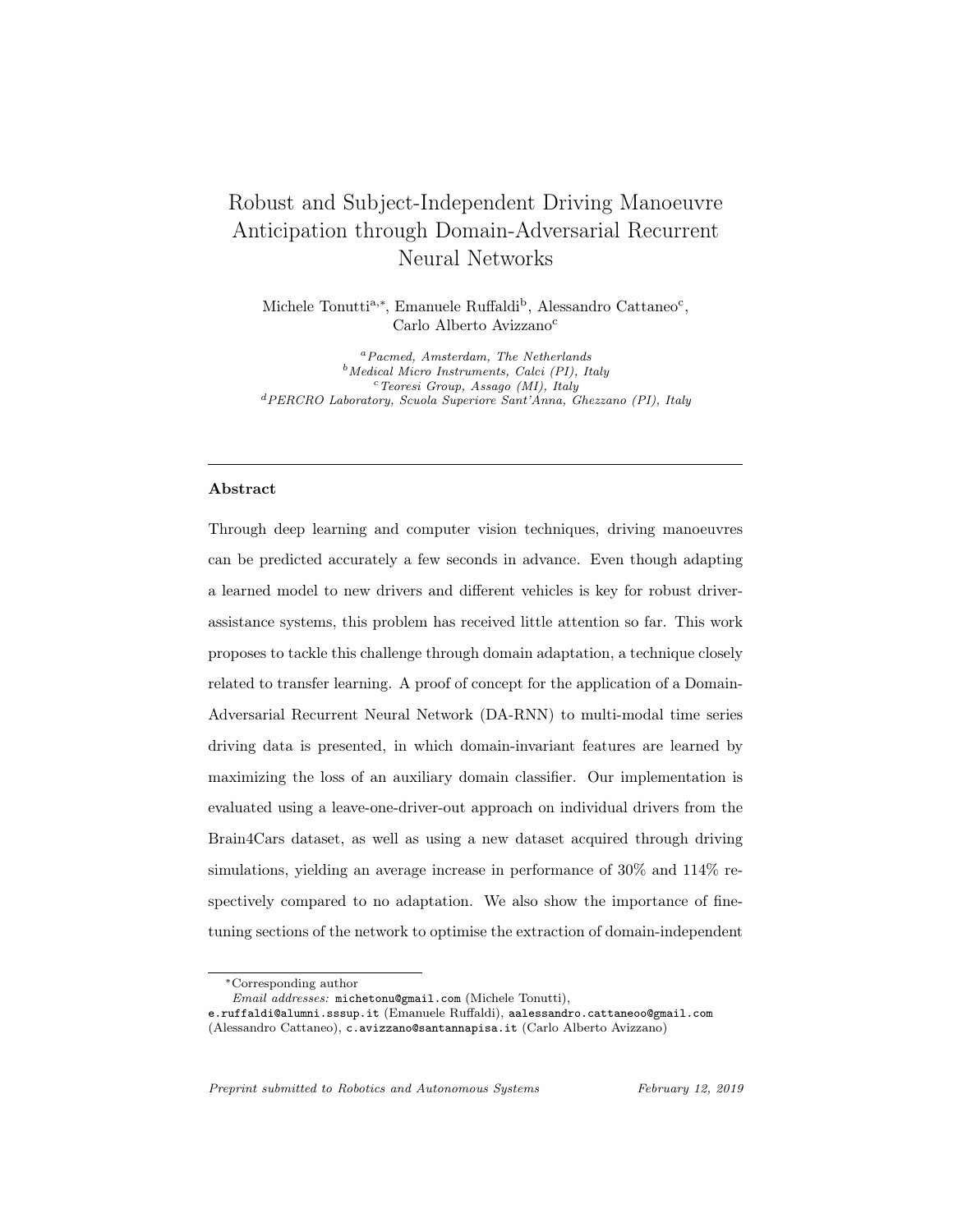# Robust and Subject-Independent Driving Manoeuvre Anticipation through Domain-Adversarial Recurrent Neural Networks

Michele Tonutti[a,*], Emanuele Ruffaldi[b], Alessandro Cattaneo[c], Carlo Alberto Avizzano[c]

[a] *Pacmed, Amsterdam, The Netherlands*
[b] *Medical Micro Instruments, Calci (PI), Italy*
[c] *Teoresi Group, Assago (MI), Italy*
[d] *PERCRO Laboratory, Scuola Superiore Sant'Anna, Ghezzano (PI), Italy*

## Abstract

Through deep learning and computer vision techniques, driving manoeuvres can be predicted accurately a few seconds in advance. Even though adapting a learned model to new drivers and different vehicles is key for robust driver-assistance systems, this problem has received little attention so far. This work proposes to tackle this challenge through domain adaptation, a technique closely related to transfer learning. A proof of concept for the application of a Domain-Adversarial Recurrent Neural Network (DA-RNN) to multi-modal time series driving data is presented, in which domain-invariant features are learned by maximizing the loss of an auxiliary domain classifier. Our implementation is evaluated using a leave-one-driver-out approach on individual drivers from the Brain4Cars dataset, as well as using a new dataset acquired through driving simulations, yielding an average increase in performance of 30% and 114% respectively compared to no adaptation. We also show the importance of fine-tuning sections of the network to optimise the extraction of domain-independent

---

*Corresponding author

*Email addresses:* michetonu@gmail.com (Michele Tonutti), e.ruffaldi@alumni.sssup.it (Emanuele Ruffaldi), aalessandro.cattaneoo@gmail.com (Alessandro Cattaneo), c.avizzano@santannapisa.it (Carlo Alberto Avizzano)

*Preprint submitted to Robotics and Autonomous Systems* *February 12, 2019*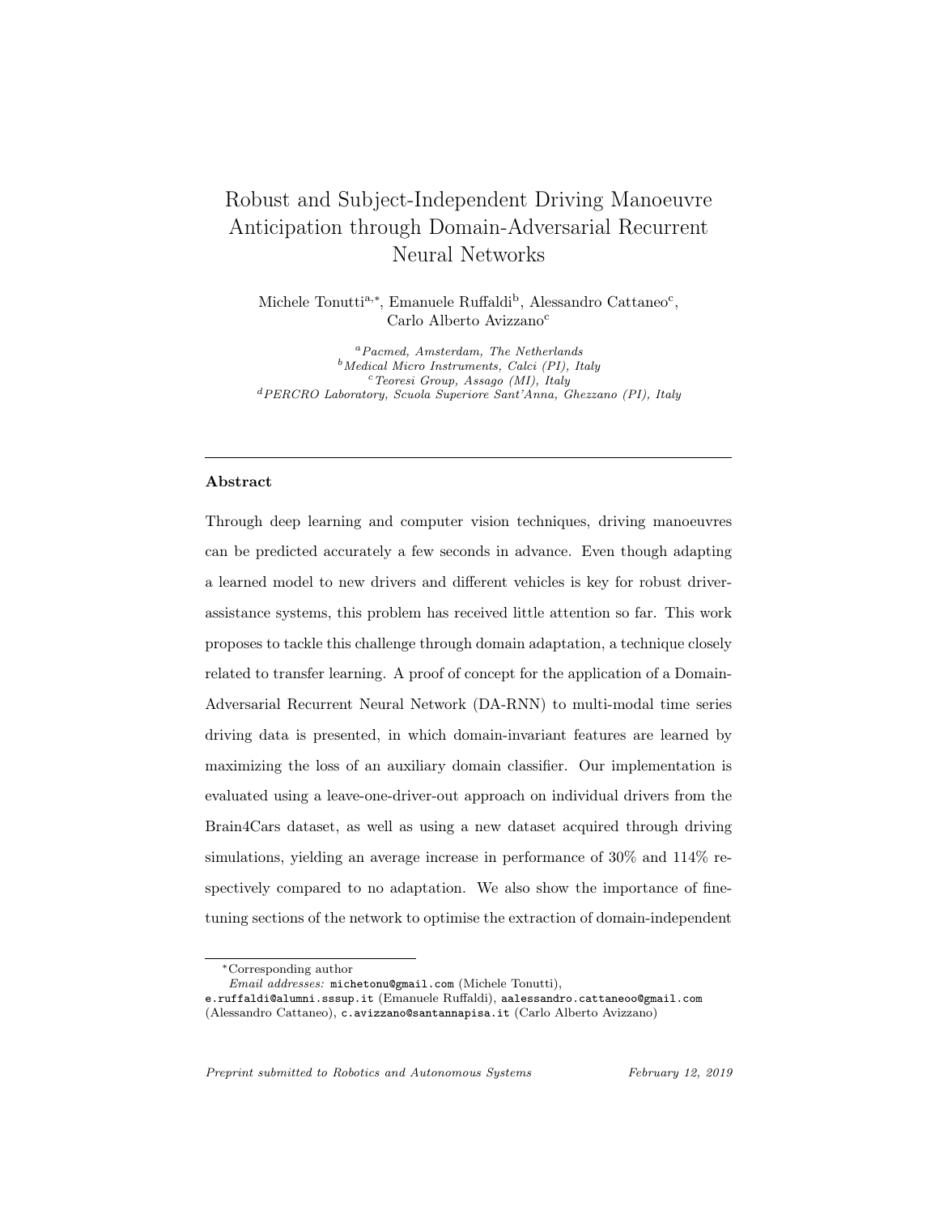# Robust and Subject-Independent Driving Manoeuvre Anticipation through Domain-Adversarial Recurrent Neural Networks

Michele Tonutti[a,*], Emanuele Ruffaldi[b], Alessandro Cattaneo[c], Carlo Alberto Avizzano[c]

[a] *Pacmed, Amsterdam, The Netherlands*
[b] *Medical Micro Instruments, Calci (PI), Italy*
[c] *Teoresi Group, Assago (MI), Italy*
[d] *PERCRO Laboratory, Scuola Superiore Sant'Anna, Ghezzano (PI), Italy*

---

### Abstract

Through deep learning and computer vision techniques, driving manoeuvres can be predicted accurately a few seconds in advance. Even though adapting a learned model to new drivers and different vehicles is key for robust driver-assistance systems, this problem has received little attention so far. This work proposes to tackle this challenge through domain adaptation, a technique closely related to transfer learning. A proof of concept for the application of a Domain-Adversarial Recurrent Neural Network (DA-RNN) to multi-modal time series driving data is presented, in which domain-invariant features are learned by maximizing the loss of an auxiliary domain classifier. Our implementation is evaluated using a leave-one-driver-out approach on individual drivers from the Brain4Cars dataset, as well as using a new dataset acquired through driving simulations, yielding an average increase in performance of 30% and 114% respectively compared to no adaptation. We also show the importance of fine-tuning sections of the network to optimise the extraction of domain-independent

---

*Corresponding author

*Email addresses:* michetonu@gmail.com (Michele Tonutti), e.ruffaldi@alumni.sssup.it (Emanuele Ruffaldi), aalessandro.cattaneoo@gmail.com (Alessandro Cattaneo), c.avizzano@santannapisa.it (Carlo Alberto Avizzano)

*Preprint submitted to Robotics and Autonomous Systems* *February 12, 2019*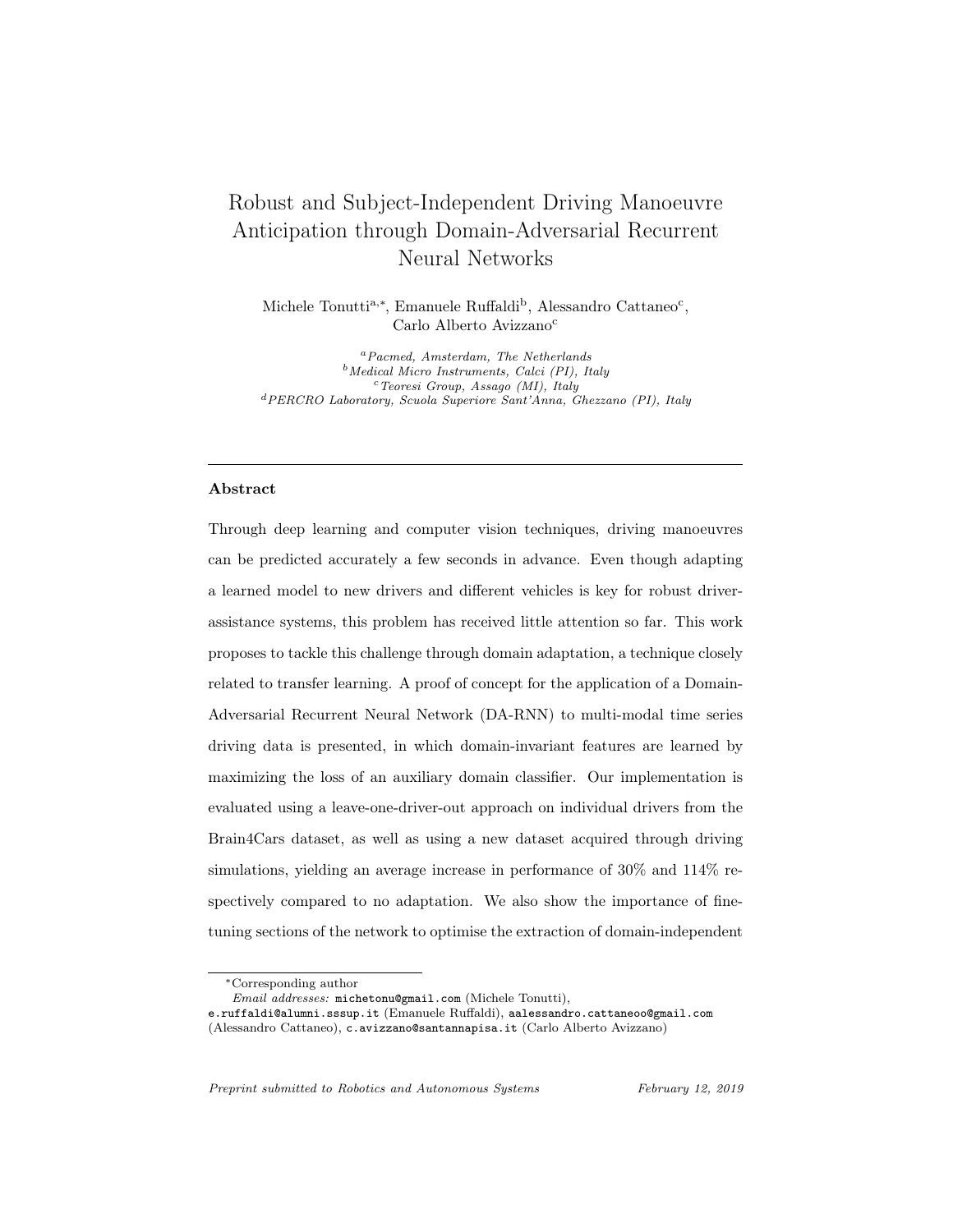# Robust and Subject-Independent Driving Manoeuvre Anticipation through Domain-Adversarial Recurrent Neural Networks

Michele Tonutti[a,*], Emanuele Ruffaldi[b], Alessandro Cattaneo[c], Carlo Alberto Avizzano[c]

[a] *Pacmed, Amsterdam, The Netherlands*
[b] *Medical Micro Instruments, Calci (PI), Italy*
[c] *Teoresi Group, Assago (MI), Italy*
[d] *PERCRO Laboratory, Scuola Superiore Sant'Anna, Ghezzano (PI), Italy*

---

## Abstract

Through deep learning and computer vision techniques, driving manoeuvres can be predicted accurately a few seconds in advance. Even though adapting a learned model to new drivers and different vehicles is key for robust driver-assistance systems, this problem has received little attention so far. This work proposes to tackle this challenge through domain adaptation, a technique closely related to transfer learning. A proof of concept for the application of a Domain-Adversarial Recurrent Neural Network (DA-RNN) to multi-modal time series driving data is presented, in which domain-invariant features are learned by maximizing the loss of an auxiliary domain classifier. Our implementation is evaluated using a leave-one-driver-out approach on individual drivers from the Brain4Cars dataset, as well as using a new dataset acquired through driving simulations, yielding an average increase in performance of 30% and 114% respectively compared to no adaptation. We also show the importance of fine-tuning sections of the network to optimise the extraction of domain-independent

---

*Corresponding author

*Email addresses:* michetonu@gmail.com (Michele Tonutti), e.ruffaldi@alumni.sssup.it (Emanuele Ruffaldi), aalessandro.cattaneoo@gmail.com (Alessandro Cattaneo), c.avizzano@santannapisa.it (Carlo Alberto Avizzano)

*Preprint submitted to Robotics and Autonomous Systems* *February 12, 2019*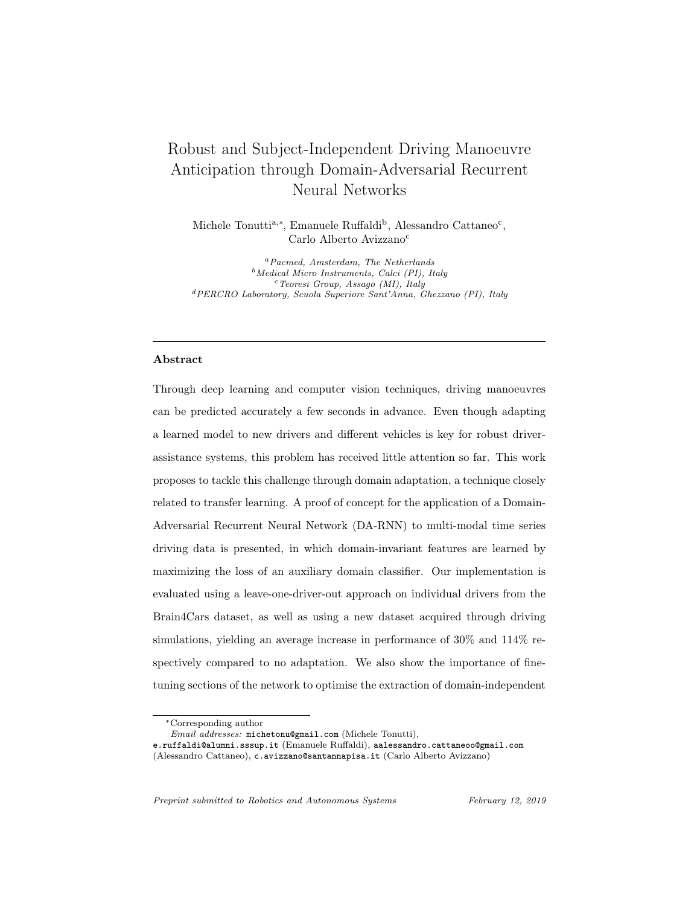# Robust and Subject-Independent Driving Manoeuvre Anticipation through Domain-Adversarial Recurrent Neural Networks

Michele Tonutti[a,*], Emanuele Ruffaldi[b], Alessandro Cattaneo[c], Carlo Alberto Avizzano[c]

[a] *Pacmed, Amsterdam, The Netherlands*
[b] *Medical Micro Instruments, Calci (PI), Italy*
[c] *Teoresi Group, Assago (MI), Italy*
[d] *PERCRO Laboratory, Scuola Superiore Sant'Anna, Ghezzano (PI), Italy*

---

### Abstract

Through deep learning and computer vision techniques, driving manoeuvres can be predicted accurately a few seconds in advance. Even though adapting a learned model to new drivers and different vehicles is key for robust driver-assistance systems, this problem has received little attention so far. This work proposes to tackle this challenge through domain adaptation, a technique closely related to transfer learning. A proof of concept for the application of a Domain-Adversarial Recurrent Neural Network (DA-RNN) to multi-modal time series driving data is presented, in which domain-invariant features are learned by maximizing the loss of an auxiliary domain classifier. Our implementation is evaluated using a leave-one-driver-out approach on individual drivers from the Brain4Cars dataset, as well as using a new dataset acquired through driving simulations, yielding an average increase in performance of 30% and 114% respectively compared to no adaptation. We also show the importance of fine-tuning sections of the network to optimise the extraction of domain-independent

---

*Corresponding author
*Email addresses:* michetonu@gmail.com (Michele Tonutti), e.ruffaldi@alumni.sssup.it (Emanuele Ruffaldi), aalessandro.cattaneoo@gmail.com (Alessandro Cattaneo), c.avizzano@santannapisa.it (Carlo Alberto Avizzano)

*Preprint submitted to Robotics and Autonomous Systems* *February 12, 2019*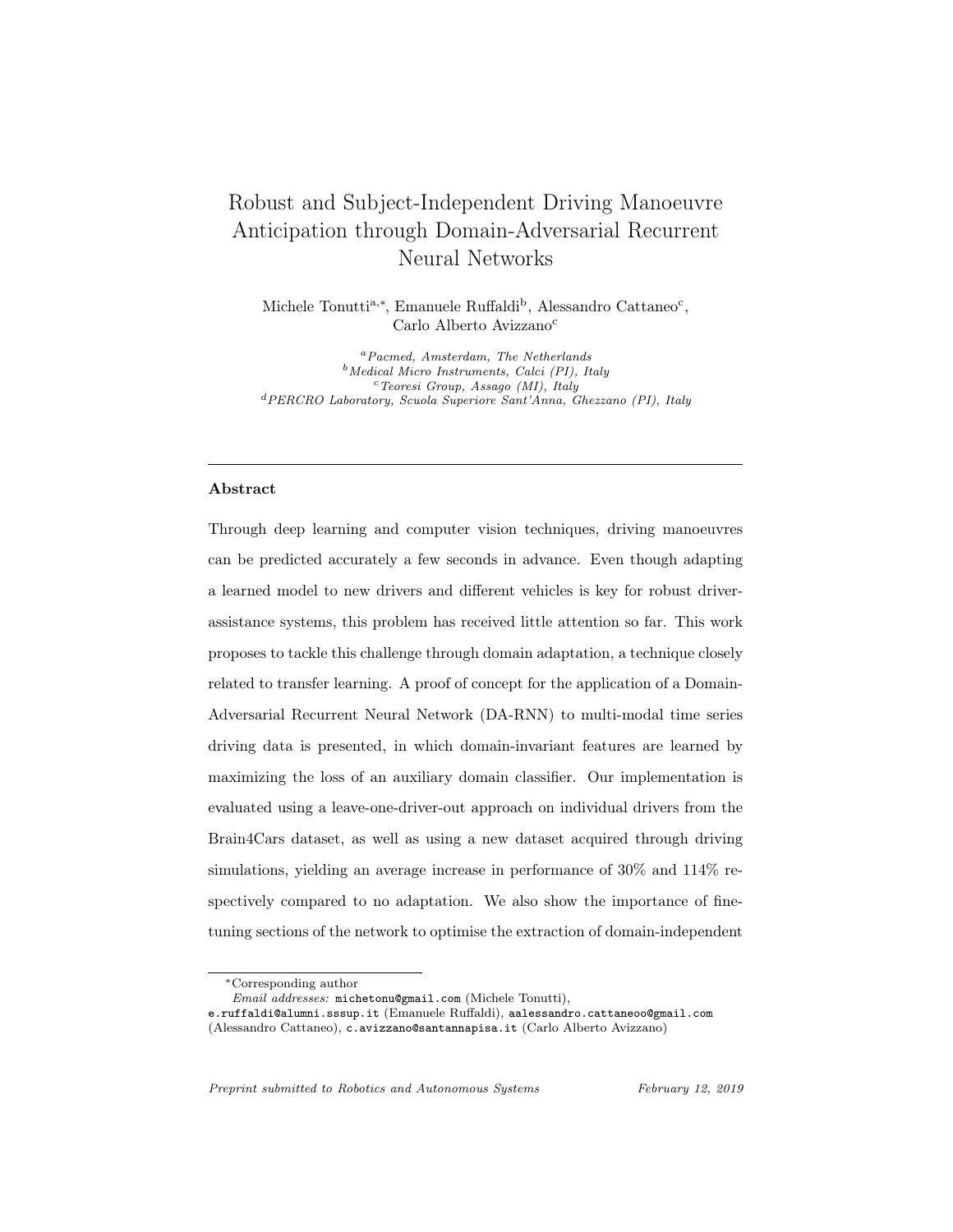# Robust and Subject-Independent Driving Manoeuvre Anticipation through Domain-Adversarial Recurrent Neural Networks

Michele Tonutti[a,*], Emanuele Ruffaldi[b], Alessandro Cattaneo[c], Carlo Alberto Avizzano[c]

[a] *Pacmed, Amsterdam, The Netherlands*
[b] *Medical Micro Instruments, Calci (PI), Italy*
[c] *Teoresi Group, Assago (MI), Italy*
[d] *PERCRO Laboratory, Scuola Superiore Sant'Anna, Ghezzano (PI), Italy*

---

### Abstract

Through deep learning and computer vision techniques, driving manoeuvres can be predicted accurately a few seconds in advance. Even though adapting a learned model to new drivers and different vehicles is key for robust driver-assistance systems, this problem has received little attention so far. This work proposes to tackle this challenge through domain adaptation, a technique closely related to transfer learning. A proof of concept for the application of a Domain-Adversarial Recurrent Neural Network (DA-RNN) to multi-modal time series driving data is presented, in which domain-invariant features are learned by maximizing the loss of an auxiliary domain classifier. Our implementation is evaluated using a leave-one-driver-out approach on individual drivers from the Brain4Cars dataset, as well as using a new dataset acquired through driving simulations, yielding an average increase in performance of 30% and 114% respectively compared to no adaptation. We also show the importance of fine-tuning sections of the network to optimise the extraction of domain-independent

---

*Corresponding author

*Email addresses:* michetonu@gmail.com (Michele Tonutti), e.ruffaldi@alumni.sssup.it (Emanuele Ruffaldi), aalessandro.cattaneoo@gmail.com (Alessandro Cattaneo), c.avizzano@santannapisa.it (Carlo Alberto Avizzano)

*Preprint submitted to Robotics and Autonomous Systems* *February 12, 2019*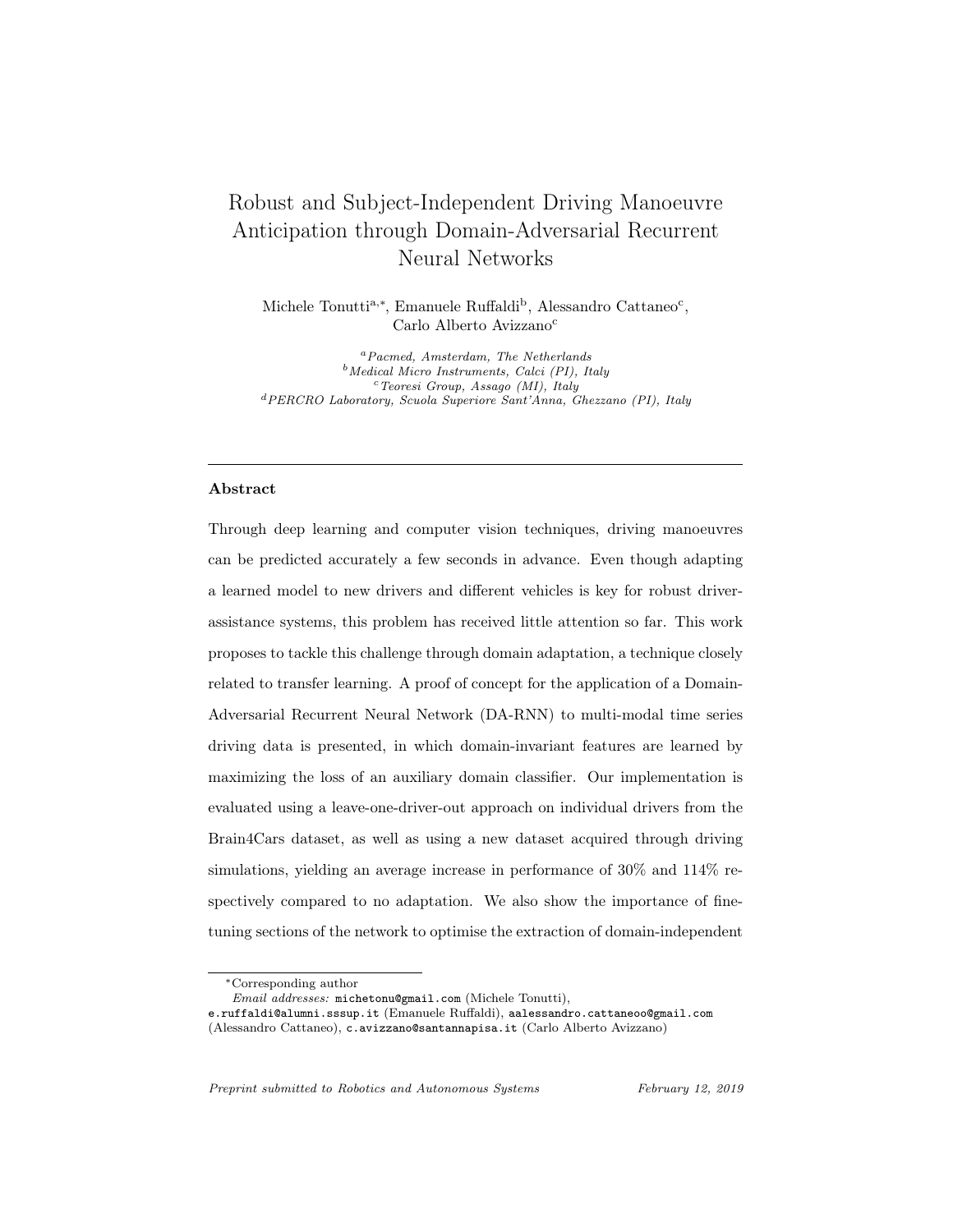# Robust and Subject-Independent Driving Manoeuvre Anticipation through Domain-Adversarial Recurrent Neural Networks

Michele Tonutti[a,*], Emanuele Ruffaldi[b], Alessandro Cattaneo[c], Carlo Alberto Avizzano[c]

[a] *Pacmed, Amsterdam, The Netherlands*
[b] *Medical Micro Instruments, Calci (PI), Italy*
[c] *Teoresi Group, Assago (MI), Italy*
[d] *PERCRO Laboratory, Scuola Superiore Sant'Anna, Ghezzano (PI), Italy*

---

**Abstract**

Through deep learning and computer vision techniques, driving manoeuvres can be predicted accurately a few seconds in advance. Even though adapting a learned model to new drivers and different vehicles is key for robust driver-assistance systems, this problem has received little attention so far. This work proposes to tackle this challenge through domain adaptation, a technique closely related to transfer learning. A proof of concept for the application of a Domain-Adversarial Recurrent Neural Network (DA-RNN) to multi-modal time series driving data is presented, in which domain-invariant features are learned by maximizing the loss of an auxiliary domain classifier. Our implementation is evaluated using a leave-one-driver-out approach on individual drivers from the Brain4Cars dataset, as well as using a new dataset acquired through driving simulations, yielding an average increase in performance of 30% and 114% respectively compared to no adaptation. We also show the importance of fine-tuning sections of the network to optimise the extraction of domain-independent

---

*Corresponding author

*Email addresses:* michetonu@gmail.com (Michele Tonutti), e.ruffaldi@alumni.sssup.it (Emanuele Ruffaldi), aalessandro.cattaneoo@gmail.com (Alessandro Cattaneo), c.avizzano@santannapisa.it (Carlo Alberto Avizzano)

*Preprint submitted to Robotics and Autonomous Systems* *February 12, 2019*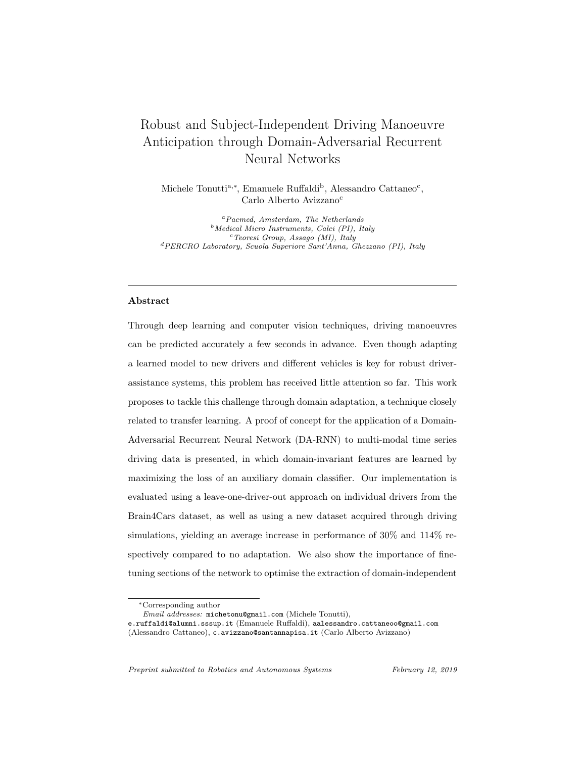# Robust and Subject-Independent Driving Manoeuvre Anticipation through Domain-Adversarial Recurrent Neural Networks

Michele Tonutti[a,*], Emanuele Ruffaldi[b], Alessandro Cattaneo[c], Carlo Alberto Avizzano[c]

[a] *Pacmed, Amsterdam, The Netherlands*
[b] *Medical Micro Instruments, Calci (PI), Italy*
[c] *Teoresi Group, Assago (MI), Italy*
[d] *PERCRO Laboratory, Scuola Superiore Sant'Anna, Ghezzano (PI), Italy*

---

### Abstract

Through deep learning and computer vision techniques, driving manoeuvres can be predicted accurately a few seconds in advance. Even though adapting a learned model to new drivers and different vehicles is key for robust driver-assistance systems, this problem has received little attention so far. This work proposes to tackle this challenge through domain adaptation, a technique closely related to transfer learning. A proof of concept for the application of a Domain-Adversarial Recurrent Neural Network (DA-RNN) to multi-modal time series driving data is presented, in which domain-invariant features are learned by maximizing the loss of an auxiliary domain classifier. Our implementation is evaluated using a leave-one-driver-out approach on individual drivers from the Brain4Cars dataset, as well as using a new dataset acquired through driving simulations, yielding an average increase in performance of 30% and 114% respectively compared to no adaptation. We also show the importance of fine-tuning sections of the network to optimise the extraction of domain-independent

---

*Corresponding author

*Email addresses:* michetonu@gmail.com (Michele Tonutti), e.ruffaldi@alumni.sssup.it (Emanuele Ruffaldi), aalessandro.cattaneoo@gmail.com (Alessandro Cattaneo), c.avizzano@santannapisa.it (Carlo Alberto Avizzano)

*Preprint submitted to Robotics and Autonomous Systems* *February 12, 2019*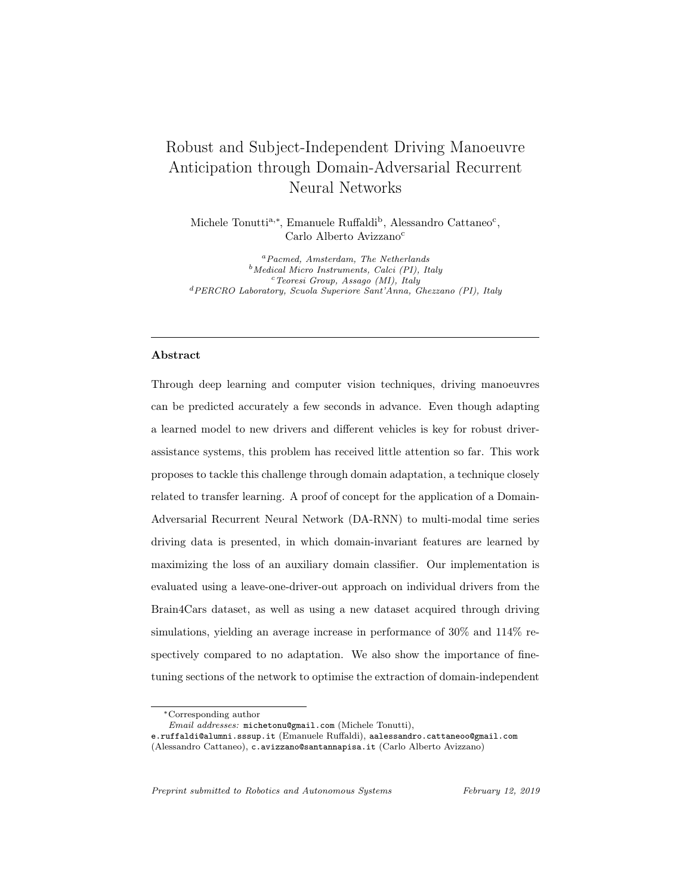# Robust and Subject-Independent Driving Manoeuvre Anticipation through Domain-Adversarial Recurrent Neural Networks

Michele Tonutti[a,*], Emanuele Ruffaldi[b], Alessandro Cattaneo[c], Carlo Alberto Avizzano[c]

[a] *Pacmed, Amsterdam, The Netherlands*
[b] *Medical Micro Instruments, Calci (PI), Italy*
[c] *Teoresi Group, Assago (MI), Italy*
[d] *PERCRO Laboratory, Scuola Superiore Sant'Anna, Ghezzano (PI), Italy*

---

**Abstract**

Through deep learning and computer vision techniques, driving manoeuvres can be predicted accurately a few seconds in advance. Even though adapting a learned model to new drivers and different vehicles is key for robust driver-assistance systems, this problem has received little attention so far. This work proposes to tackle this challenge through domain adaptation, a technique closely related to transfer learning. A proof of concept for the application of a Domain-Adversarial Recurrent Neural Network (DA-RNN) to multi-modal time series driving data is presented, in which domain-invariant features are learned by maximizing the loss of an auxiliary domain classifier. Our implementation is evaluated using a leave-one-driver-out approach on individual drivers from the Brain4Cars dataset, as well as using a new dataset acquired through driving simulations, yielding an average increase in performance of 30% and 114% respectively compared to no adaptation. We also show the importance of fine-tuning sections of the network to optimise the extraction of domain-independent

---

*Corresponding author

*Email addresses:* michetonu@gmail.com (Michele Tonutti), e.ruffaldi@alumni.sssup.it (Emanuele Ruffaldi), aalessandro.cattaneoo@gmail.com (Alessandro Cattaneo), c.avizzano@santannapisa.it (Carlo Alberto Avizzano)

*Preprint submitted to Robotics and Autonomous Systems* *February 12, 2019*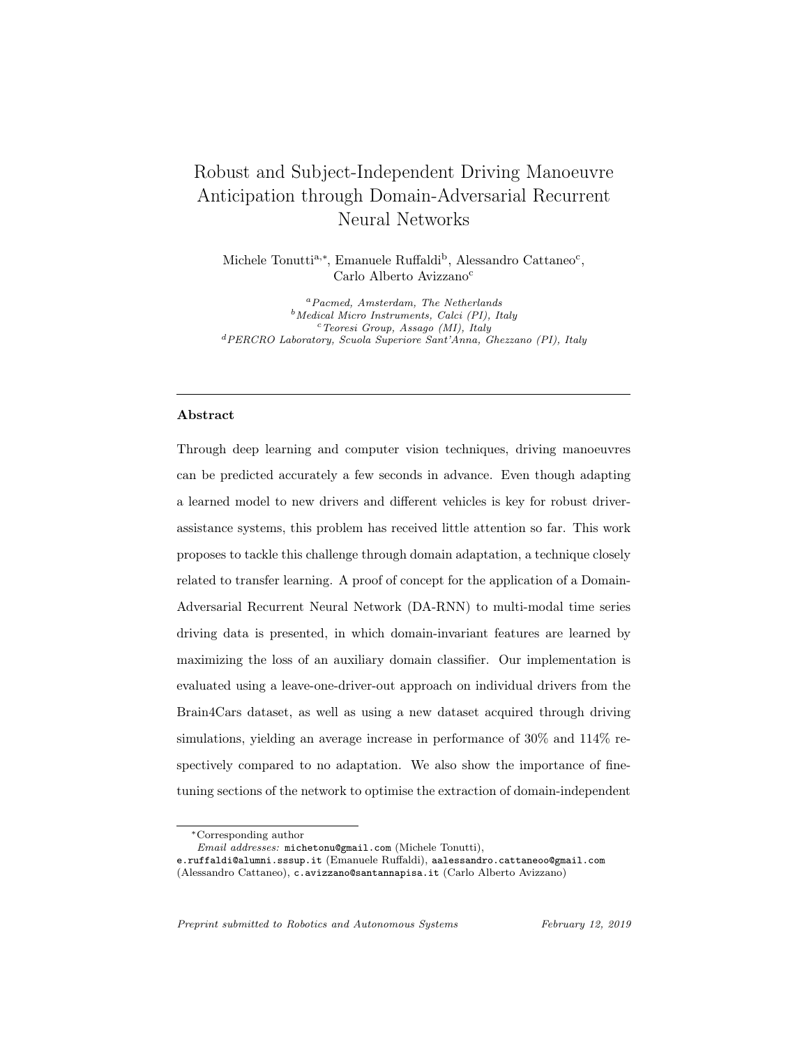# Robust and Subject-Independent Driving Manoeuvre Anticipation through Domain-Adversarial Recurrent Neural Networks

Michele Tonutti[a,*], Emanuele Ruffaldi[b], Alessandro Cattaneo[c], Carlo Alberto Avizzano[c]

[a] *Pacmed, Amsterdam, The Netherlands*
[b] *Medical Micro Instruments, Calci (PI), Italy*
[c] *Teoresi Group, Assago (MI), Italy*
[d] *PERCRO Laboratory, Scuola Superiore Sant'Anna, Ghezzano (PI), Italy*

---

### Abstract

Through deep learning and computer vision techniques, driving manoeuvres can be predicted accurately a few seconds in advance. Even though adapting a learned model to new drivers and different vehicles is key for robust driver-assistance systems, this problem has received little attention so far. This work proposes to tackle this challenge through domain adaptation, a technique closely related to transfer learning. A proof of concept for the application of a Domain-Adversarial Recurrent Neural Network (DA-RNN) to multi-modal time series driving data is presented, in which domain-invariant features are learned by maximizing the loss of an auxiliary domain classifier. Our implementation is evaluated using a leave-one-driver-out approach on individual drivers from the Brain4Cars dataset, as well as using a new dataset acquired through driving simulations, yielding an average increase in performance of 30% and 114% respectively compared to no adaptation. We also show the importance of fine-tuning sections of the network to optimise the extraction of domain-independent

---

*Corresponding author

*Email addresses:* michetonu@gmail.com (Michele Tonutti), e.ruffaldi@alumni.sssup.it (Emanuele Ruffaldi), aalessandro.cattaneoo@gmail.com (Alessandro Cattaneo), c.avizzano@santannapisa.it (Carlo Alberto Avizzano)

*Preprint submitted to Robotics and Autonomous Systems* *February 12, 2019*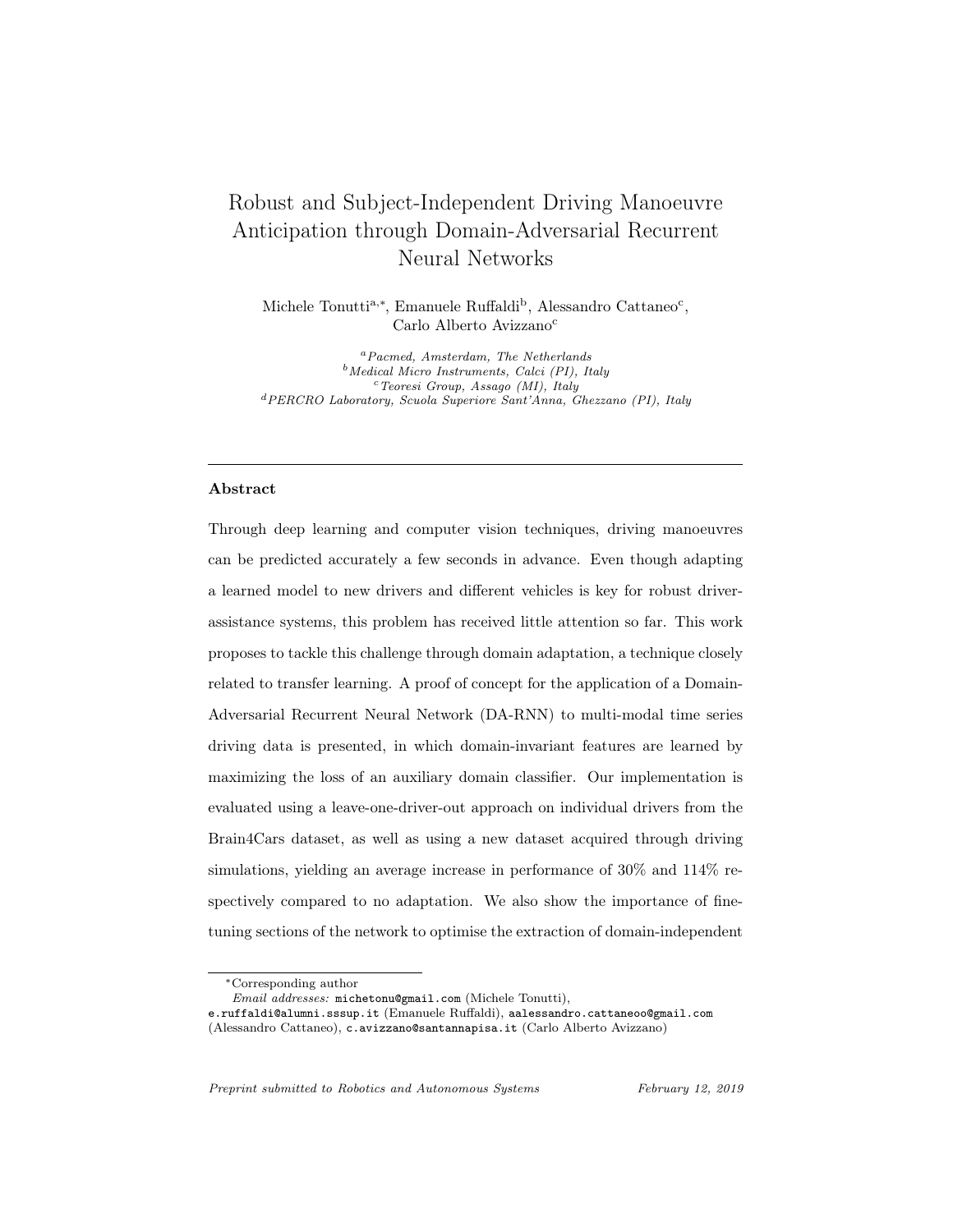# Robust and Subject-Independent Driving Manoeuvre Anticipation through Domain-Adversarial Recurrent Neural Networks

Michele Tonutti[a,*], Emanuele Ruffaldi[b], Alessandro Cattaneo[c], Carlo Alberto Avizzano[c]

[a] *Pacmed, Amsterdam, The Netherlands*
[b] *Medical Micro Instruments, Calci (PI), Italy*
[c] *Teoresi Group, Assago (MI), Italy*
[d] *PERCRO Laboratory, Scuola Superiore Sant'Anna, Ghezzano (PI), Italy*

---

**Abstract**

Through deep learning and computer vision techniques, driving manoeuvres can be predicted accurately a few seconds in advance. Even though adapting a learned model to new drivers and different vehicles is key for robust driver-assistance systems, this problem has received little attention so far. This work proposes to tackle this challenge through domain adaptation, a technique closely related to transfer learning. A proof of concept for the application of a Domain-Adversarial Recurrent Neural Network (DA-RNN) to multi-modal time series driving data is presented, in which domain-invariant features are learned by maximizing the loss of an auxiliary domain classifier. Our implementation is evaluated using a leave-one-driver-out approach on individual drivers from the Brain4Cars dataset, as well as using a new dataset acquired through driving simulations, yielding an average increase in performance of 30% and 114% respectively compared to no adaptation. We also show the importance of fine-tuning sections of the network to optimise the extraction of domain-independent

---

*Corresponding author

*Email addresses:* michetonu@gmail.com (Michele Tonutti), e.ruffaldi@alumni.sssup.it (Emanuele Ruffaldi), aalessandro.cattaneoo@gmail.com (Alessandro Cattaneo), c.avizzano@santannapisa.it (Carlo Alberto Avizzano)

*Preprint submitted to Robotics and Autonomous Systems* *February 12, 2019*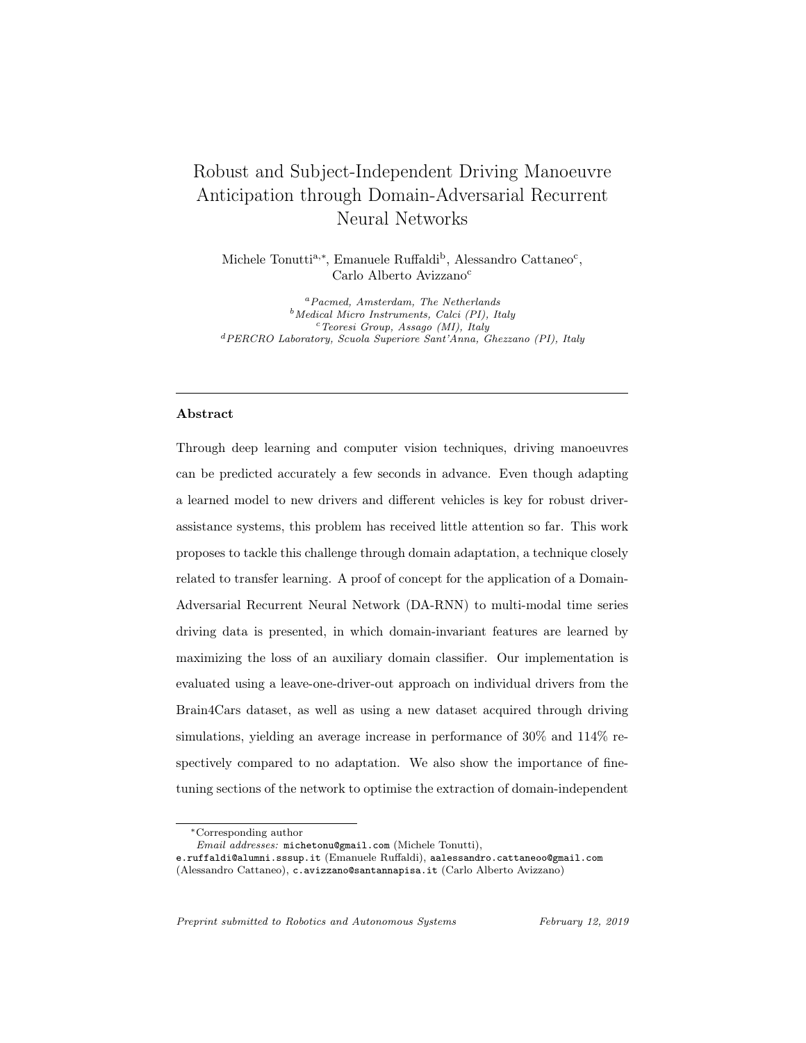# Robust and Subject-Independent Driving Manoeuvre Anticipation through Domain-Adversarial Recurrent Neural Networks

Michele Tonutti[a,*], Emanuele Ruffaldi[b], Alessandro Cattaneo[c], Carlo Alberto Avizzano[c]

[a] *Pacmed, Amsterdam, The Netherlands*
[b] *Medical Micro Instruments, Calci (PI), Italy*
[c] *Teoresi Group, Assago (MI), Italy*
[d] *PERCRO Laboratory, Scuola Superiore Sant'Anna, Ghezzano (PI), Italy*

---

**Abstract**

Through deep learning and computer vision techniques, driving manoeuvres can be predicted accurately a few seconds in advance. Even though adapting a learned model to new drivers and different vehicles is key for robust driver-assistance systems, this problem has received little attention so far. This work proposes to tackle this challenge through domain adaptation, a technique closely related to transfer learning. A proof of concept for the application of a Domain-Adversarial Recurrent Neural Network (DA-RNN) to multi-modal time series driving data is presented, in which domain-invariant features are learned by maximizing the loss of an auxiliary domain classifier. Our implementation is evaluated using a leave-one-driver-out approach on individual drivers from the Brain4Cars dataset, as well as using a new dataset acquired through driving simulations, yielding an average increase in performance of 30% and 114% respectively compared to no adaptation. We also show the importance of fine-tuning sections of the network to optimise the extraction of domain-independent

---

*Corresponding author

*Email addresses:* `michetonu@gmail.com` (Michele Tonutti), `e.ruffaldi@alumni.sssup.it` (Emanuele Ruffaldi), `aalessandro.cattaneoo@gmail.com` (Alessandro Cattaneo), `c.avizzano@santannapisa.it` (Carlo Alberto Avizzano)

*Preprint submitted to Robotics and Autonomous Systems* *February 12, 2019*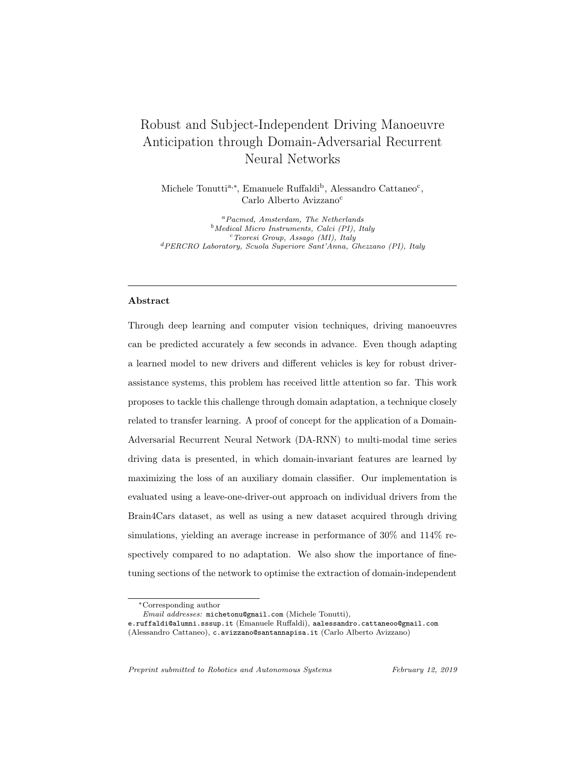# Robust and Subject-Independent Driving Manoeuvre Anticipation through Domain-Adversarial Recurrent Neural Networks

Michele Tonutti[a,*], Emanuele Ruffaldi[b], Alessandro Cattaneo[c], Carlo Alberto Avizzano[c]

[a]*Pacmed, Amsterdam, The Netherlands*
[b]*Medical Micro Instruments, Calci (PI), Italy*
[c]*Teoresi Group, Assago (MI), Italy*
[d]*PERCRO Laboratory, Scuola Superiore Sant'Anna, Ghezzano (PI), Italy*

---

## Abstract

Through deep learning and computer vision techniques, driving manoeuvres can be predicted accurately a few seconds in advance. Even though adapting a learned model to new drivers and different vehicles is key for robust driver-assistance systems, this problem has received little attention so far. This work proposes to tackle this challenge through domain adaptation, a technique closely related to transfer learning. A proof of concept for the application of a Domain-Adversarial Recurrent Neural Network (DA-RNN) to multi-modal time series driving data is presented, in which domain-invariant features are learned by maximizing the loss of an auxiliary domain classifier. Our implementation is evaluated using a leave-one-driver-out approach on individual drivers from the Brain4Cars dataset, as well as using a new dataset acquired through driving simulations, yielding an average increase in performance of 30% and 114% respectively compared to no adaptation. We also show the importance of fine-tuning sections of the network to optimise the extraction of domain-independent

---

*Corresponding author
*Email addresses:* michetonu@gmail.com (Michele Tonutti), e.ruffaldi@alumni.sssup.it (Emanuele Ruffaldi), aalessandro.cattaneoo@gmail.com (Alessandro Cattaneo), c.avizzano@santannapisa.it (Carlo Alberto Avizzano)

*Preprint submitted to Robotics and Autonomous Systems* *February 12, 2019*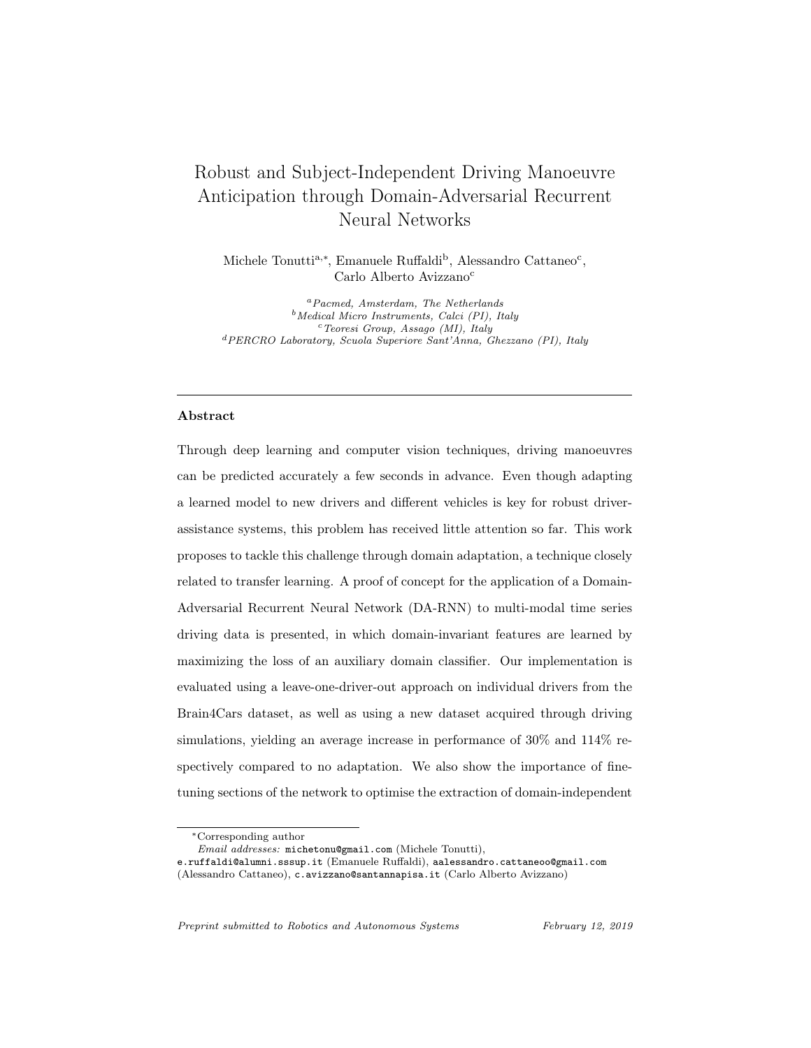# Robust and Subject-Independent Driving Manoeuvre Anticipation through Domain-Adversarial Recurrent Neural Networks

Michele Tonutti[a,*], Emanuele Ruffaldi[b], Alessandro Cattaneo[c], Carlo Alberto Avizzano[c]

[a] *Pacmed, Amsterdam, The Netherlands*
[b] *Medical Micro Instruments, Calci (PI), Italy*
[c] *Teoresi Group, Assago (MI), Italy*
[d] *PERCRO Laboratory, Scuola Superiore Sant'Anna, Ghezzano (PI), Italy*

---

## Abstract

Through deep learning and computer vision techniques, driving manoeuvres can be predicted accurately a few seconds in advance. Even though adapting a learned model to new drivers and different vehicles is key for robust driver-assistance systems, this problem has received little attention so far. This work proposes to tackle this challenge through domain adaptation, a technique closely related to transfer learning. A proof of concept for the application of a Domain-Adversarial Recurrent Neural Network (DA-RNN) to multi-modal time series driving data is presented, in which domain-invariant features are learned by maximizing the loss of an auxiliary domain classifier. Our implementation is evaluated using a leave-one-driver-out approach on individual drivers from the Brain4Cars dataset, as well as using a new dataset acquired through driving simulations, yielding an average increase in performance of 30% and 114% respectively compared to no adaptation. We also show the importance of fine-tuning sections of the network to optimise the extraction of domain-independent

---

*Corresponding author

*Email addresses:* michetonu@gmail.com (Michele Tonutti), e.ruffaldi@alumni.sssup.it (Emanuele Ruffaldi), aalessandro.cattaneoo@gmail.com (Alessandro Cattaneo), c.avizzano@santannapisa.it (Carlo Alberto Avizzano)

*Preprint submitted to Robotics and Autonomous Systems* *February 12, 2019*